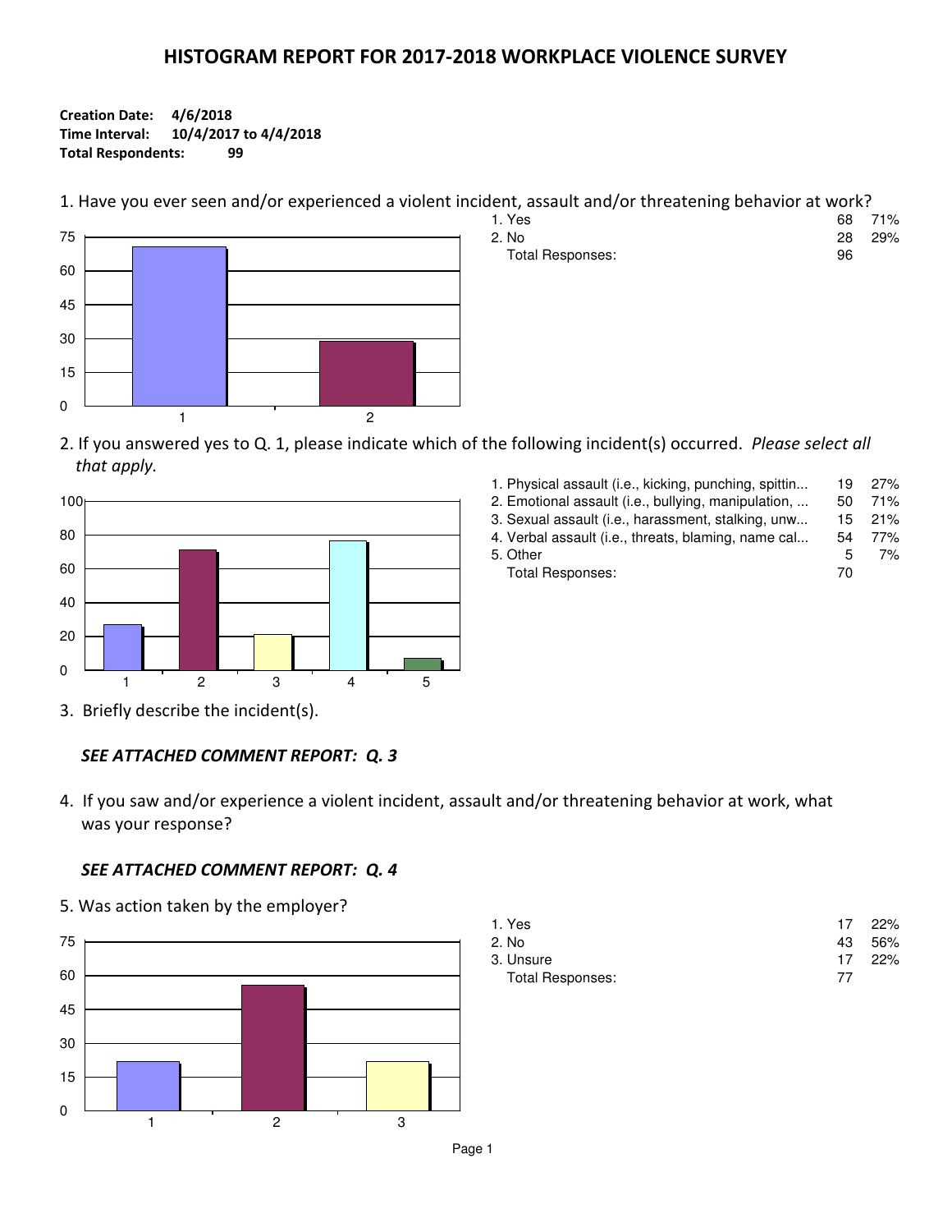# HISTOGRAM REPORT FOR 2017-2018 WORKPLACE VIOLENCE SURVEY

**Creation Date:** 4/6/2018
**Time Interval:** 10/4/2017 to 4/4/2018
**Total Respondents:** 99

1. Have you ever seen and/or experienced a violent incident, assault and/or threatening behavior at work?

| Response | Count | Percent |
|---|---|---|
| 1. Yes | 68 | 71% |
| 2. No | 28 | 29% |
| Total Responses: | 96 | |

2. If you answered yes to Q. 1, please indicate which of the following incident(s) occurred. *Please select all that apply.*

| Response | Count | Percent |
|---|---|---|
| 1. Physical assault (i.e., kicking, punching, spittin... | 19 | 27% |
| 2. Emotional assault (i.e., bullying, manipulation, ... | 50 | 71% |
| 3. Sexual assault (i.e., harassment, stalking, unw... | 15 | 21% |
| 4. Verbal assault (i.e., threats, blaming, name cal... | 54 | 77% |
| 5. Other | 5 | 7% |
| Total Responses: | 70 | |

3. Briefly describe the incident(s).

***SEE ATTACHED COMMENT REPORT: Q. 3***

4. If you saw and/or experience a violent incident, assault and/or threatening behavior at work, what was your response?

***SEE ATTACHED COMMENT REPORT: Q. 4***

5. Was action taken by the employer?

| Response | Count | Percent |
|---|---|---|
| 1. Yes | 17 | 22% |
| 2. No | 43 | 56% |
| 3. Unsure | 17 | 22% |
| Total Responses: | 77 | |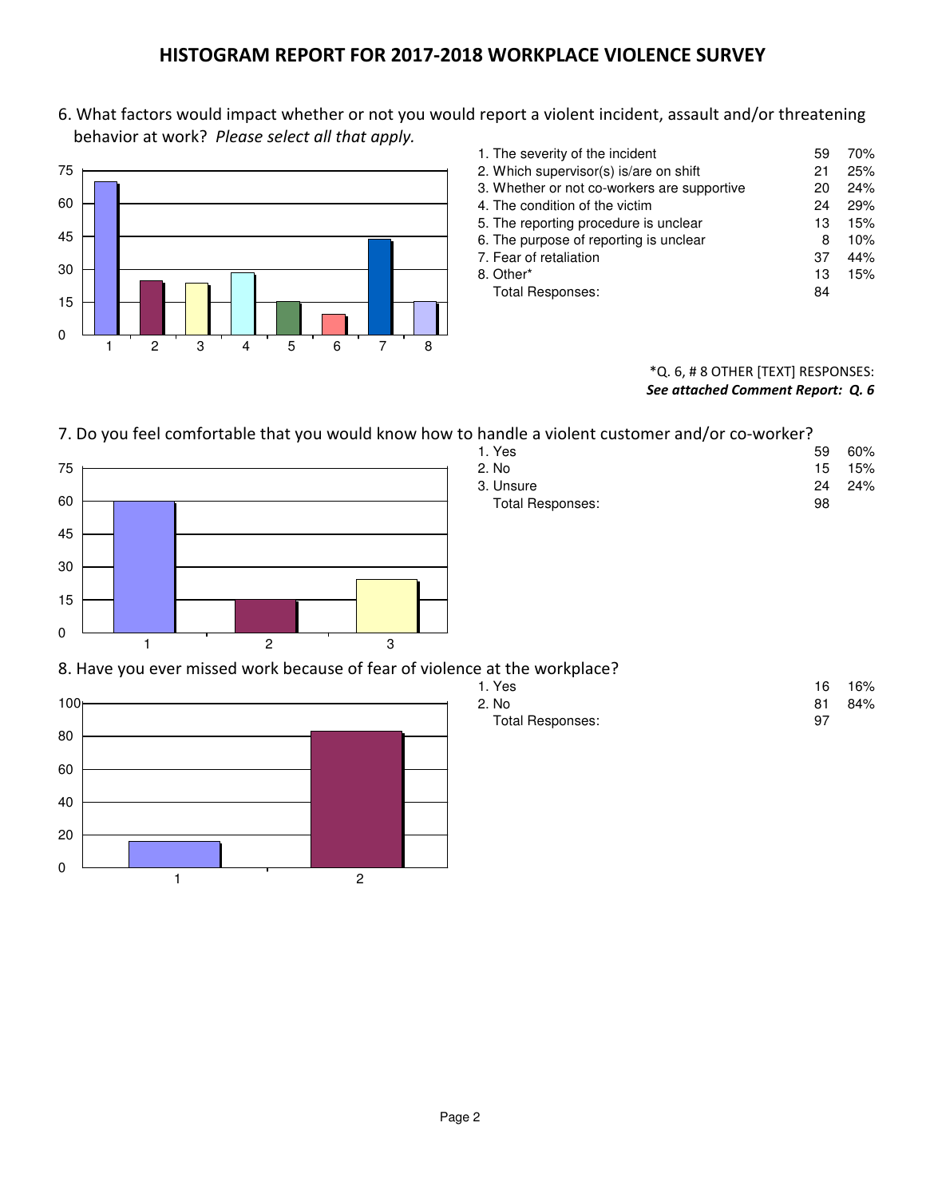## HISTOGRAM REPORT FOR 2017-2018 WORKPLACE VIOLENCE SURVEY

6. What factors would impact whether or not you would report a violent incident, assault and/or threatening behavior at work? *Please select all that apply.*

| Response | Count | Percent |
|---|---|---|
| 1. The severity of the incident | 59 | 70% |
| 2. Which supervisor(s) is/are on shift | 21 | 25% |
| 3. Whether or not co-workers are supportive | 20 | 24% |
| 4. The condition of the victim | 24 | 29% |
| 5. The reporting procedure is unclear | 13 | 15% |
| 6. The purpose of reporting is unclear | 8 | 10% |
| 7. Fear of retaliation | 37 | 44% |
| 8. Other* | 13 | 15% |
| Total Responses: | 84 | |

*Q. 6, # 8 OTHER [TEXT] RESPONSES:
***See attached Comment Report: Q. 6***

7. Do you feel comfortable that you would know how to handle a violent customer and/or co-worker?

| Response | Count | Percent |
|---|---|---|
| 1. Yes | 59 | 60% |
| 2. No | 15 | 15% |
| 3. Unsure | 24 | 24% |
| Total Responses: | 98 | |

8. Have you ever missed work because of fear of violence at the workplace?

| Response | Count | Percent |
|---|---|---|
| 1. Yes | 16 | 16% |
| 2. No | 81 | 84% |
| Total Responses: | 97 | |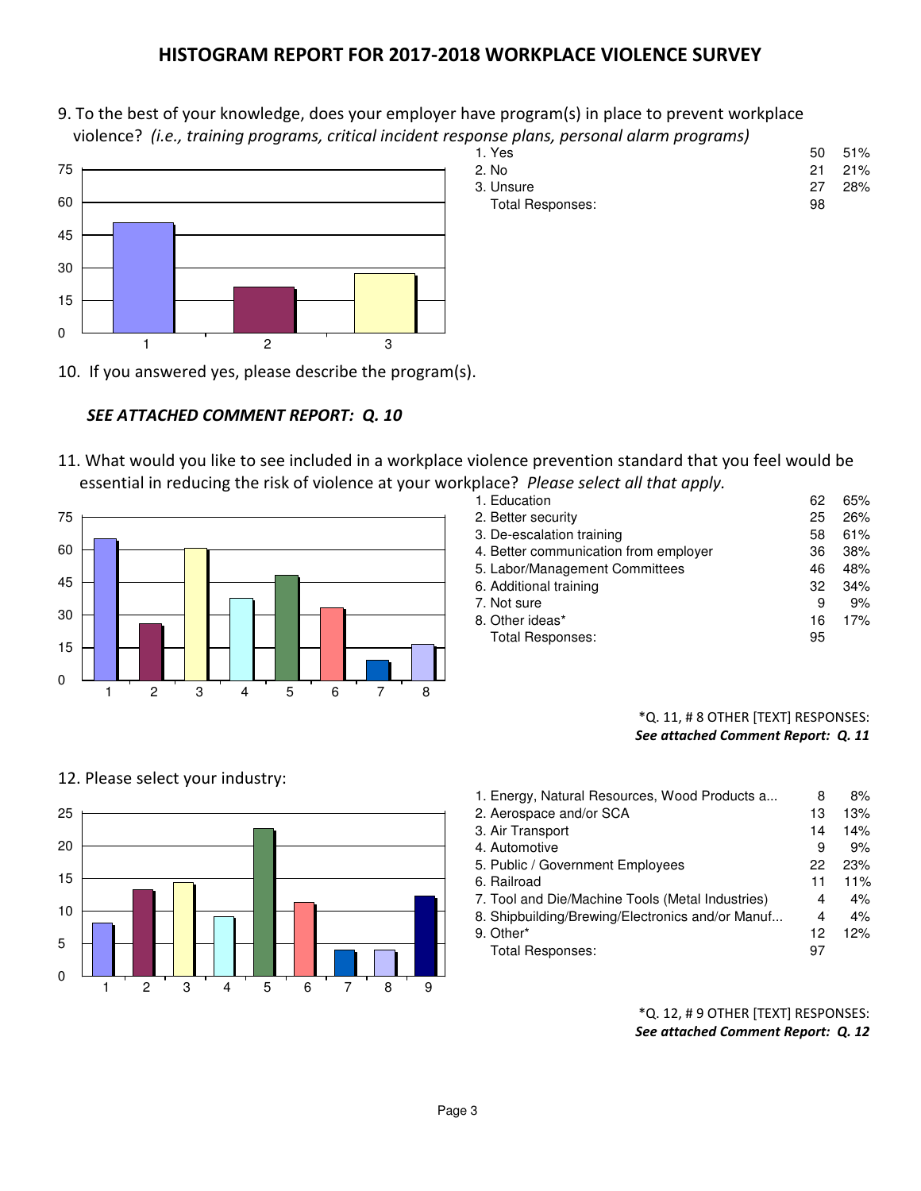## HISTOGRAM REPORT FOR 2017-2018 WORKPLACE VIOLENCE SURVEY

9. To the best of your knowledge, does your employer have program(s) in place to prevent workplace violence? *(i.e., training programs, critical incident response plans, personal alarm programs)*

| | | |
|---|---|---|
| 1. Yes | 50 | 51% |
| 2. No | 21 | 21% |
| 3. Unsure | 27 | 28% |
| Total Responses: | 98 | |

10. If you answered yes, please describe the program(s).

***SEE ATTACHED COMMENT REPORT: Q. 10***

11. What would you like to see included in a workplace violence prevention standard that you feel would be essential in reducing the risk of violence at your workplace? *Please select all that apply.*

| | | |
|---|---|---|
| 1. Education | 62 | 65% |
| 2. Better security | 25 | 26% |
| 3. De-escalation training | 58 | 61% |
| 4. Better communication from employer | 36 | 38% |
| 5. Labor/Management Committees | 46 | 48% |
| 6. Additional training | 32 | 34% |
| 7. Not sure | 9 | 9% |
| 8. Other ideas* | 16 | 17% |
| Total Responses: | 95 | |

*Q. 11, # 8 OTHER [TEXT] RESPONSES:
***See attached Comment Report: Q. 11***

12. Please select your industry:

| | | |
|---|---|---|
| 1. Energy, Natural Resources, Wood Products a... | 8 | 8% |
| 2. Aerospace and/or SCA | 13 | 13% |
| 3. Air Transport | 14 | 14% |
| 4. Automotive | 9 | 9% |
| 5. Public / Government Employees | 22 | 23% |
| 6. Railroad | 11 | 11% |
| 7. Tool and Die/Machine Tools (Metal Industries) | 4 | 4% |
| 8. Shipbuilding/Brewing/Electronics and/or Manuf... | 4 | 4% |
| 9. Other* | 12 | 12% |
| Total Responses: | 97 | |

*Q. 12, # 9 OTHER [TEXT] RESPONSES:
***See attached Comment Report: Q. 12***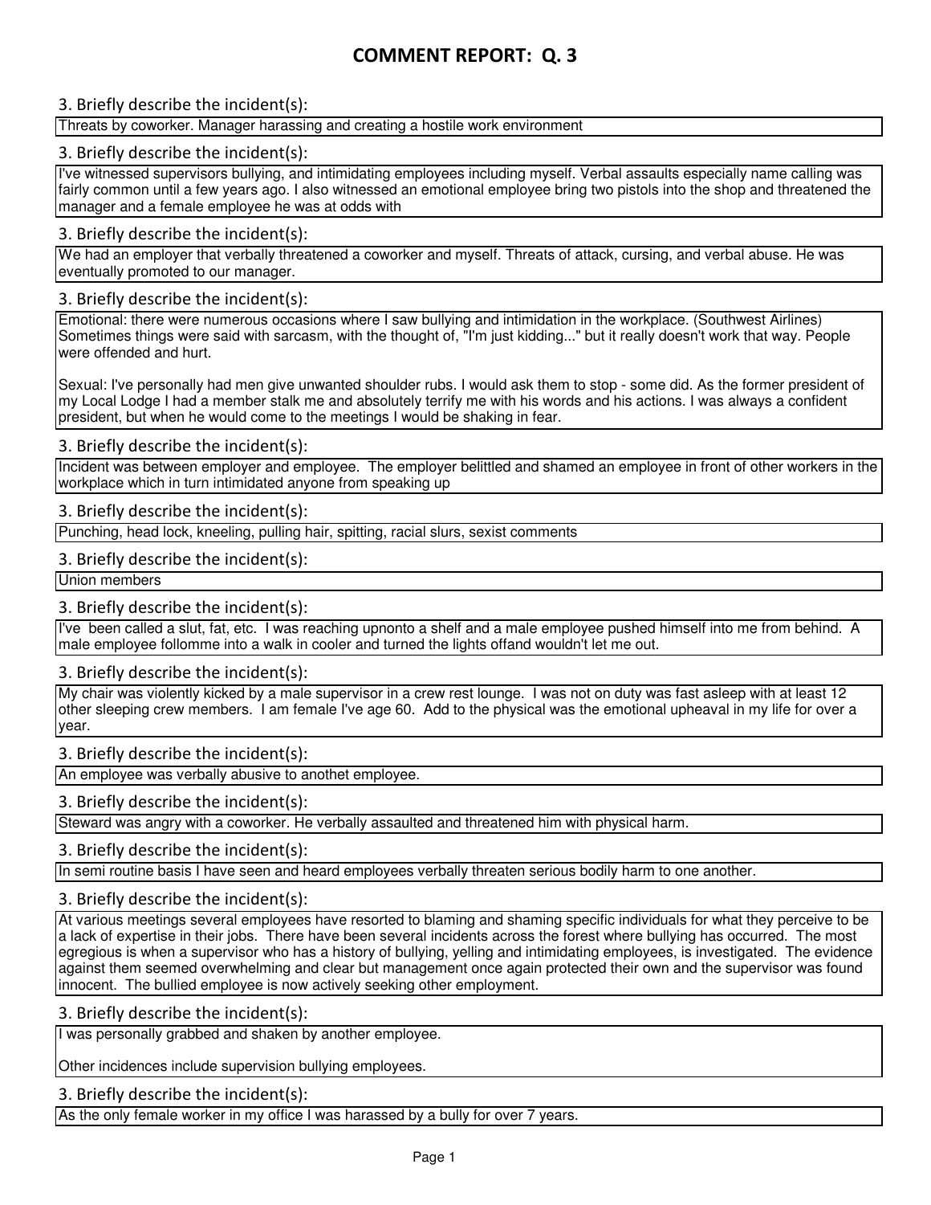# COMMENT REPORT: Q. 3

3. Briefly describe the incident(s):

Threats by coworker. Manager harassing and creating a hostile work environment

3. Briefly describe the incident(s):

I've witnessed supervisors bullying, and intimidating employees including myself. Verbal assaults especially name calling was fairly common until a few years ago. I also witnessed an emotional employee bring two pistols into the shop and threatened the manager and a female employee he was at odds with

3. Briefly describe the incident(s):

We had an employer that verbally threatened a coworker and myself. Threats of attack, cursing, and verbal abuse. He was eventually promoted to our manager.

3. Briefly describe the incident(s):

Emotional: there were numerous occasions where I saw bullying and intimidation in the workplace. (Southwest Airlines) Sometimes things were said with sarcasm, with the thought of, "I'm just kidding..." but it really doesn't work that way. People were offended and hurt.

Sexual: I've personally had men give unwanted shoulder rubs. I would ask them to stop - some did. As the former president of my Local Lodge I had a member stalk me and absolutely terrify me with his words and his actions. I was always a confident president, but when he would come to the meetings I would be shaking in fear.

3. Briefly describe the incident(s):

Incident was between employer and employee. The employer belittled and shamed an employee in front of other workers in the workplace which in turn intimidated anyone from speaking up

3. Briefly describe the incident(s):

Punching, head lock, kneeling, pulling hair, spitting, racial slurs, sexist comments

3. Briefly describe the incident(s):

Union members

3. Briefly describe the incident(s):

I've been called a slut, fat, etc. I was reaching upnonto a shelf and a male employee pushed himself into me from behind. A male employee follomme into a walk in cooler and turned the lights offand wouldn't let me out.

3. Briefly describe the incident(s):

My chair was violently kicked by a male supervisor in a crew rest lounge. I was not on duty was fast asleep with at least 12 other sleeping crew members. I am female I've age 60. Add to the physical was the emotional upheaval in my life for over a year.

3. Briefly describe the incident(s):

An employee was verbally abusive to anothet employee.

3. Briefly describe the incident(s):

Steward was angry with a coworker. He verbally assaulted and threatened him with physical harm.

3. Briefly describe the incident(s):

In semi routine basis I have seen and heard employees verbally threaten serious bodily harm to one another.

3. Briefly describe the incident(s):

At various meetings several employees have resorted to blaming and shaming specific individuals for what they perceive to be a lack of expertise in their jobs. There have been several incidents across the forest where bullying has occurred. The most egregious is when a supervisor who has a history of bullying, yelling and intimidating employees, is investigated. The evidence against them seemed overwhelming and clear but management once again protected their own and the supervisor was found innocent. The bullied employee is now actively seeking other employment.

3. Briefly describe the incident(s):

I was personally grabbed and shaken by another employee.

Other incidences include supervision bullying employees.

3. Briefly describe the incident(s):

As the only female worker in my office I was harassed by a bully for over 7 years.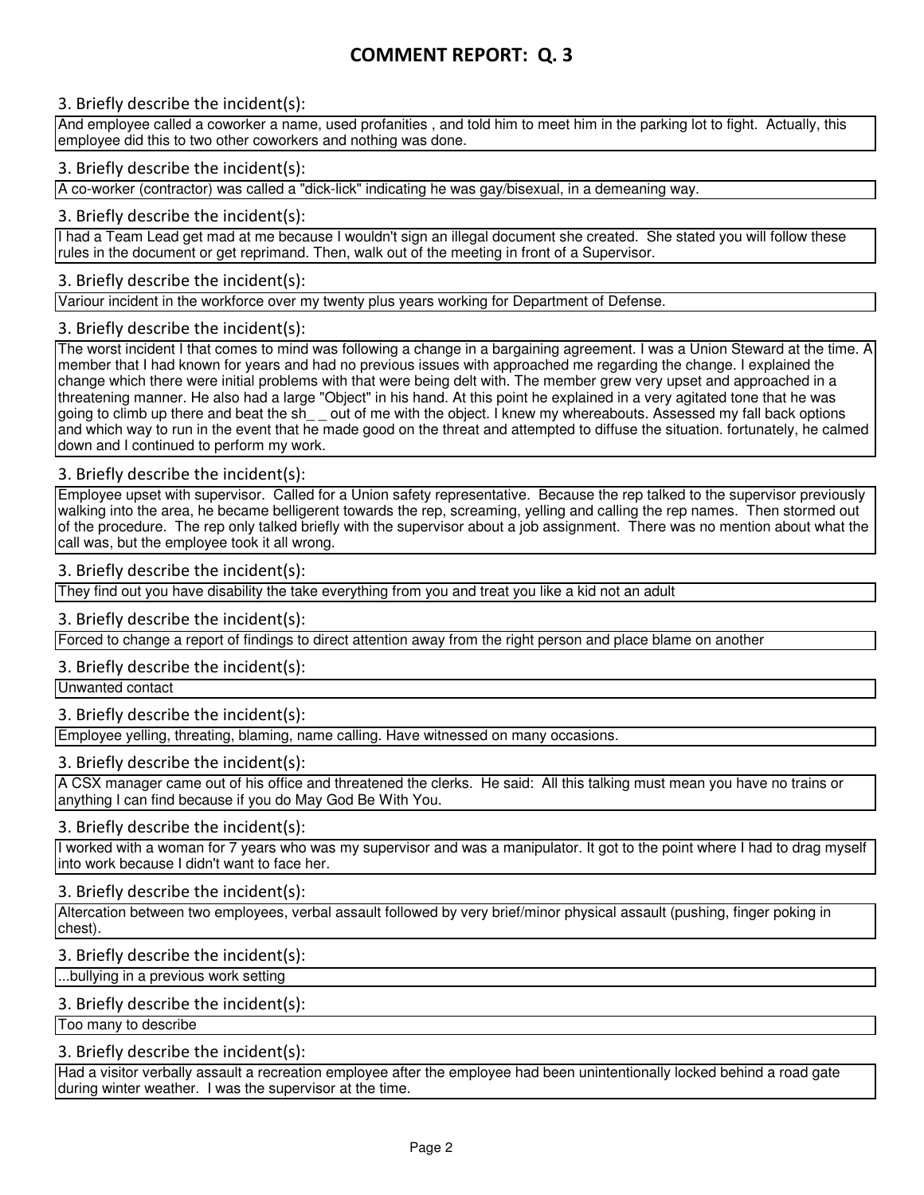# COMMENT REPORT: Q. 3

3. Briefly describe the incident(s):

And employee called a coworker a name, used profanities , and told him to meet him in the parking lot to fight. Actually, this employee did this to two other coworkers and nothing was done.

3. Briefly describe the incident(s):

A co-worker (contractor) was called a "dick-lick" indicating he was gay/bisexual, in a demeaning way.

3. Briefly describe the incident(s):

I had a Team Lead get mad at me because I wouldn't sign an illegal document she created. She stated you will follow these rules in the document or get reprimand. Then, walk out of the meeting in front of a Supervisor.

3. Briefly describe the incident(s):

Variour incident in the workforce over my twenty plus years working for Department of Defense.

3. Briefly describe the incident(s):

The worst incident I that comes to mind was following a change in a bargaining agreement. I was a Union Steward at the time. A member that I had known for years and had no previous issues with approached me regarding the change. I explained the change which there were initial problems with that were being delt with. The member grew very upset and approached in a threatening manner. He also had a large "Object" in his hand. At this point he explained in a very agitated tone that he was going to climb up there and beat the sh_ _ out of me with the object. I knew my whereabouts. Assessed my fall back options and which way to run in the event that he made good on the threat and attempted to diffuse the situation. fortunately, he calmed down and I continued to perform my work.

3. Briefly describe the incident(s):

Employee upset with supervisor. Called for a Union safety representative. Because the rep talked to the supervisor previously walking into the area, he became belligerent towards the rep, screaming, yelling and calling the rep names. Then stormed out of the procedure. The rep only talked briefly with the supervisor about a job assignment. There was no mention about what the call was, but the employee took it all wrong.

3. Briefly describe the incident(s):

They find out you have disability the take everything from you and treat you like a kid not an adult

3. Briefly describe the incident(s):

Forced to change a report of findings to direct attention away from the right person and place blame on another

3. Briefly describe the incident(s):

Unwanted contact

3. Briefly describe the incident(s):

Employee yelling, threating, blaming, name calling. Have witnessed on many occasions.

3. Briefly describe the incident(s):

A CSX manager came out of his office and threatened the clerks. He said: All this talking must mean you have no trains or anything I can find because if you do May God Be With You.

3. Briefly describe the incident(s):

I worked with a woman for 7 years who was my supervisor and was a manipulator. It got to the point where I had to drag myself into work because I didn't want to face her.

3. Briefly describe the incident(s):

Altercation between two employees, verbal assault followed by very brief/minor physical assault (pushing, finger poking in chest).

3. Briefly describe the incident(s):

...bullying in a previous work setting

3. Briefly describe the incident(s):

Too many to describe

3. Briefly describe the incident(s):

Had a visitor verbally assault a recreation employee after the employee had been unintentionally locked behind a road gate during winter weather. I was the supervisor at the time.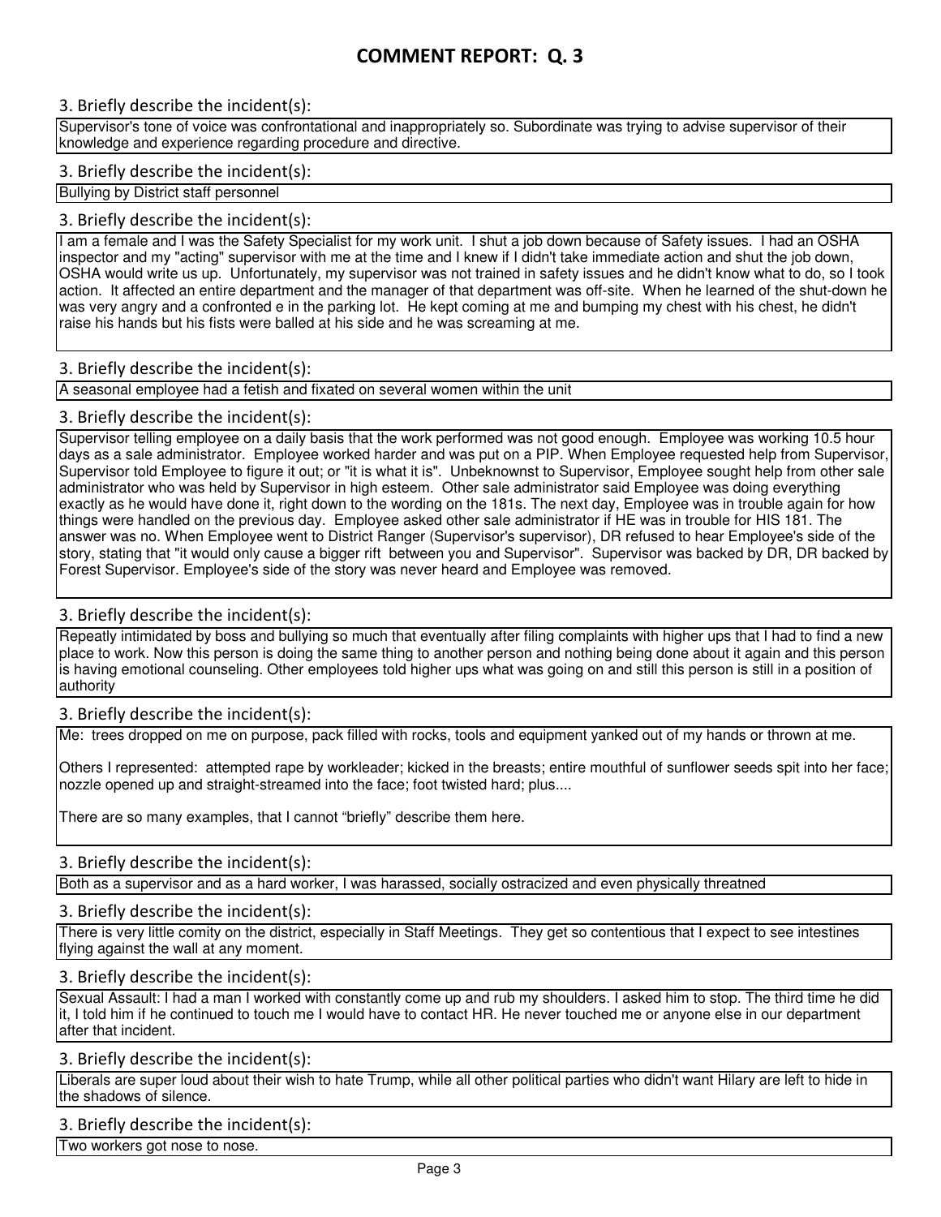# COMMENT REPORT: Q. 3

3. Briefly describe the incident(s):

Supervisor's tone of voice was confrontational and inappropriately so. Subordinate was trying to advise supervisor of their knowledge and experience regarding procedure and directive.

3. Briefly describe the incident(s):

Bullying by District staff personnel

3. Briefly describe the incident(s):

I am a female and I was the Safety Specialist for my work unit. I shut a job down because of Safety issues. I had an OSHA inspector and my "acting" supervisor with me at the time and I knew if I didn't take immediate action and shut the job down, OSHA would write us up. Unfortunately, my supervisor was not trained in safety issues and he didn't know what to do, so I took action. It affected an entire department and the manager of that department was off-site. When he learned of the shut-down he was very angry and a confronted e in the parking lot. He kept coming at me and bumping my chest with his chest, he didn't raise his hands but his fists were balled at his side and he was screaming at me.

3. Briefly describe the incident(s):

A seasonal employee had a fetish and fixated on several women within the unit

3. Briefly describe the incident(s):

Supervisor telling employee on a daily basis that the work performed was not good enough. Employee was working 10.5 hour days as a sale administrator. Employee worked harder and was put on a PIP. When Employee requested help from Supervisor, Supervisor told Employee to figure it out; or "it is what it is". Unbeknownst to Supervisor, Employee sought help from other sale administrator who was held by Supervisor in high esteem. Other sale administrator said Employee was doing everything exactly as he would have done it, right down to the wording on the 181s. The next day, Employee was in trouble again for how things were handled on the previous day. Employee asked other sale administrator if HE was in trouble for HIS 181. The answer was no. When Employee went to District Ranger (Supervisor's supervisor), DR refused to hear Employee's side of the story, stating that "it would only cause a bigger rift between you and Supervisor". Supervisor was backed by DR, DR backed by Forest Supervisor. Employee's side of the story was never heard and Employee was removed.

3. Briefly describe the incident(s):

Repeatly intimidated by boss and bullying so much that eventually after filing complaints with higher ups that I had to find a new place to work. Now this person is doing the same thing to another person and nothing being done about it again and this person is having emotional counseling. Other employees told higher ups what was going on and still this person is still in a position of authority

3. Briefly describe the incident(s):

Me: trees dropped on me on purpose, pack filled with rocks, tools and equipment yanked out of my hands or thrown at me.

Others I represented: attempted rape by workleader; kicked in the breasts; entire mouthful of sunflower seeds spit into her face; nozzle opened up and straight-streamed into the face; foot twisted hard; plus....

There are so many examples, that I cannot "briefly" describe them here.

3. Briefly describe the incident(s):

Both as a supervisor and as a hard worker, I was harassed, socially ostracized and even physically threatned

3. Briefly describe the incident(s):

There is very little comity on the district, especially in Staff Meetings. They get so contentious that I expect to see intestines flying against the wall at any moment.

3. Briefly describe the incident(s):

Sexual Assault: I had a man I worked with constantly come up and rub my shoulders. I asked him to stop. The third time he did it, I told him if he continued to touch me I would have to contact HR. He never touched me or anyone else in our department after that incident.

3. Briefly describe the incident(s):

Liberals are super loud about their wish to hate Trump, while all other political parties who didn't want Hilary are left to hide in the shadows of silence.

3. Briefly describe the incident(s):

Two workers got nose to nose.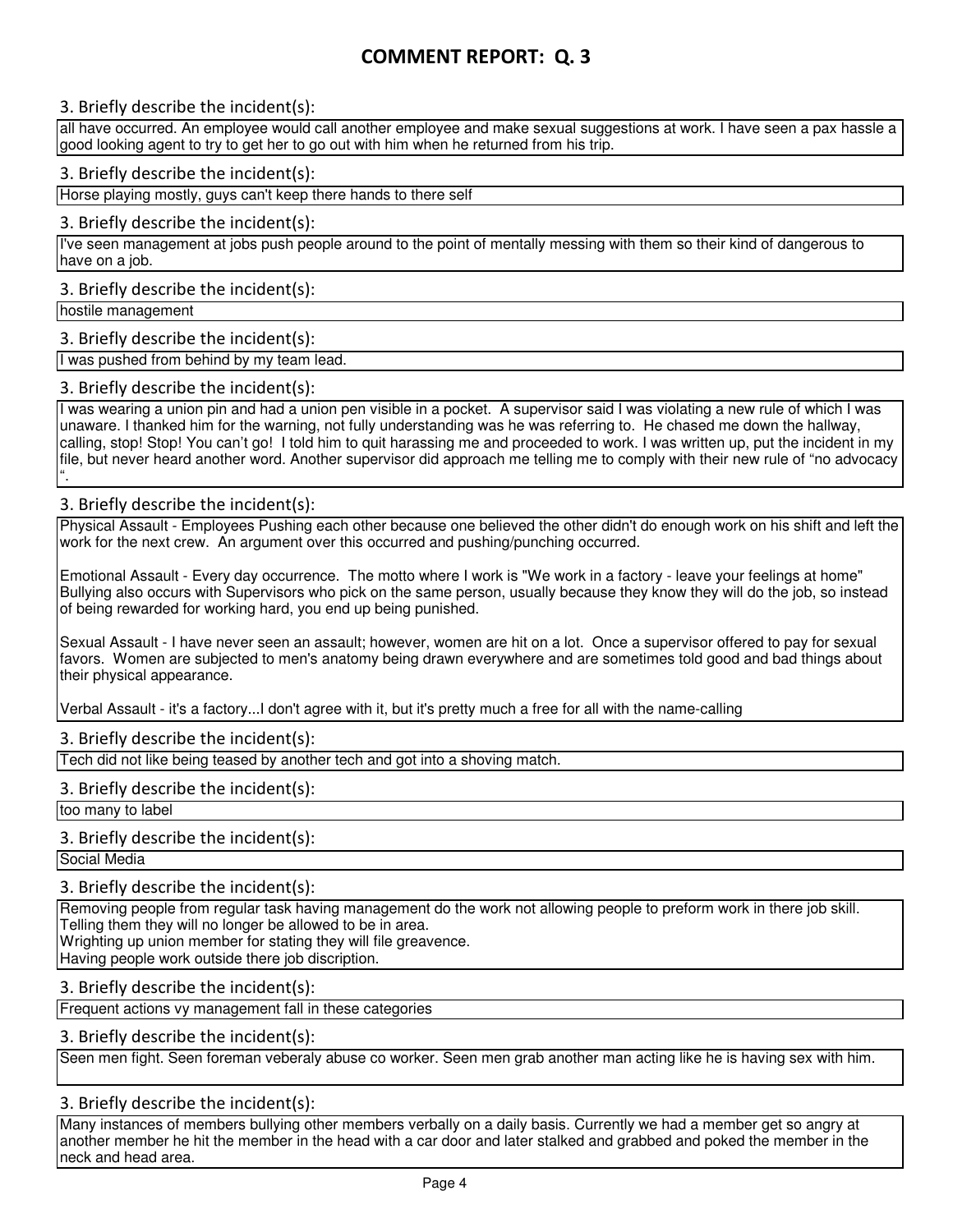# COMMENT REPORT: Q. 3

3. Briefly describe the incident(s):

all have occurred. An employee would call another employee and make sexual suggestions at work. I have seen a pax hassle a good looking agent to try to get her to go out with him when he returned from his trip.

3. Briefly describe the incident(s):

Horse playing mostly, guys can't keep there hands to there self

3. Briefly describe the incident(s):

I've seen management at jobs push people around to the point of mentally messing with them so their kind of dangerous to have on a job.

3. Briefly describe the incident(s):

hostile management

3. Briefly describe the incident(s):

I was pushed from behind by my team lead.

3. Briefly describe the incident(s):

I was wearing a union pin and had a union pen visible in a pocket. A supervisor said I was violating a new rule of which I was unaware. I thanked him for the warning, not fully understanding was he was referring to. He chased me down the hallway, calling, stop! Stop! You can't go! I told him to quit harassing me and proceeded to work. I was written up, put the incident in my file, but never heard another word. Another supervisor did approach me telling me to comply with their new rule of "no advocacy ".

3. Briefly describe the incident(s):

Physical Assault - Employees Pushing each other because one believed the other didn't do enough work on his shift and left the work for the next crew. An argument over this occurred and pushing/punching occurred.

Emotional Assault - Every day occurrence. The motto where I work is "We work in a factory - leave your feelings at home" Bullying also occurs with Supervisors who pick on the same person, usually because they know they will do the job, so instead of being rewarded for working hard, you end up being punished.

Sexual Assault - I have never seen an assault; however, women are hit on a lot. Once a supervisor offered to pay for sexual favors. Women are subjected to men's anatomy being drawn everywhere and are sometimes told good and bad things about their physical appearance.

Verbal Assault - it's a factory...I don't agree with it, but it's pretty much a free for all with the name-calling

3. Briefly describe the incident(s):

Tech did not like being teased by another tech and got into a shoving match.

3. Briefly describe the incident(s):

too many to label

3. Briefly describe the incident(s):

Social Media

3. Briefly describe the incident(s):

Removing people from regular task having management do the work not allowing people to preform work in there job skill.
Telling them they will no longer be allowed to be in area.
Wrighting up union member for stating they will file greavence.
Having people work outside there job discription.

3. Briefly describe the incident(s):

Frequent actions vy management fall in these categories

3. Briefly describe the incident(s):

Seen men fight. Seen foreman veberaly abuse co worker. Seen men grab another man acting like he is having sex with him.

3. Briefly describe the incident(s):

Many instances of members bullying other members verbally on a daily basis. Currently we had a member get so angry at another member he hit the member in the head with a car door and later stalked and grabbed and poked the member in the neck and head area.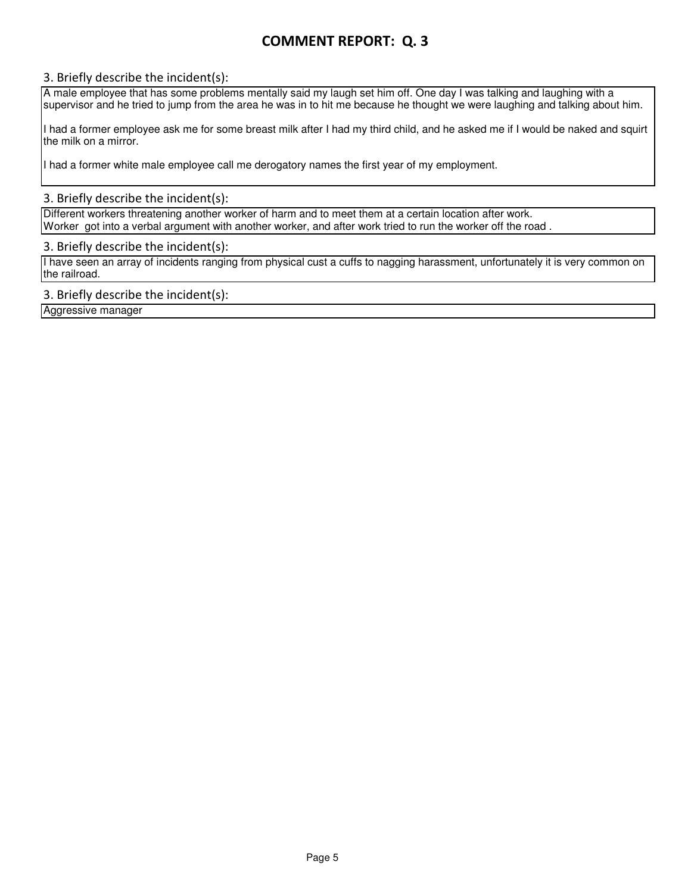# COMMENT REPORT: Q. 3

3. Briefly describe the incident(s):

A male employee that has some problems mentally said my laugh set him off. One day I was talking and laughing with a supervisor and he tried to jump from the area he was in to hit me because he thought we were laughing and talking about him.

I had a former employee ask me for some breast milk after I had my third child, and he asked me if I would be naked and squirt the milk on a mirror.

I had a former white male employee call me derogatory names the first year of my employment.

3. Briefly describe the incident(s):

Different workers threatening another worker of harm and to meet them at a certain location after work.
Worker got into a verbal argument with another worker, and after work tried to run the worker off the road .

3. Briefly describe the incident(s):

I have seen an array of incidents ranging from physical cust a cuffs to nagging harassment, unfortunately it is very common on the railroad.

3. Briefly describe the incident(s):

Aggressive manager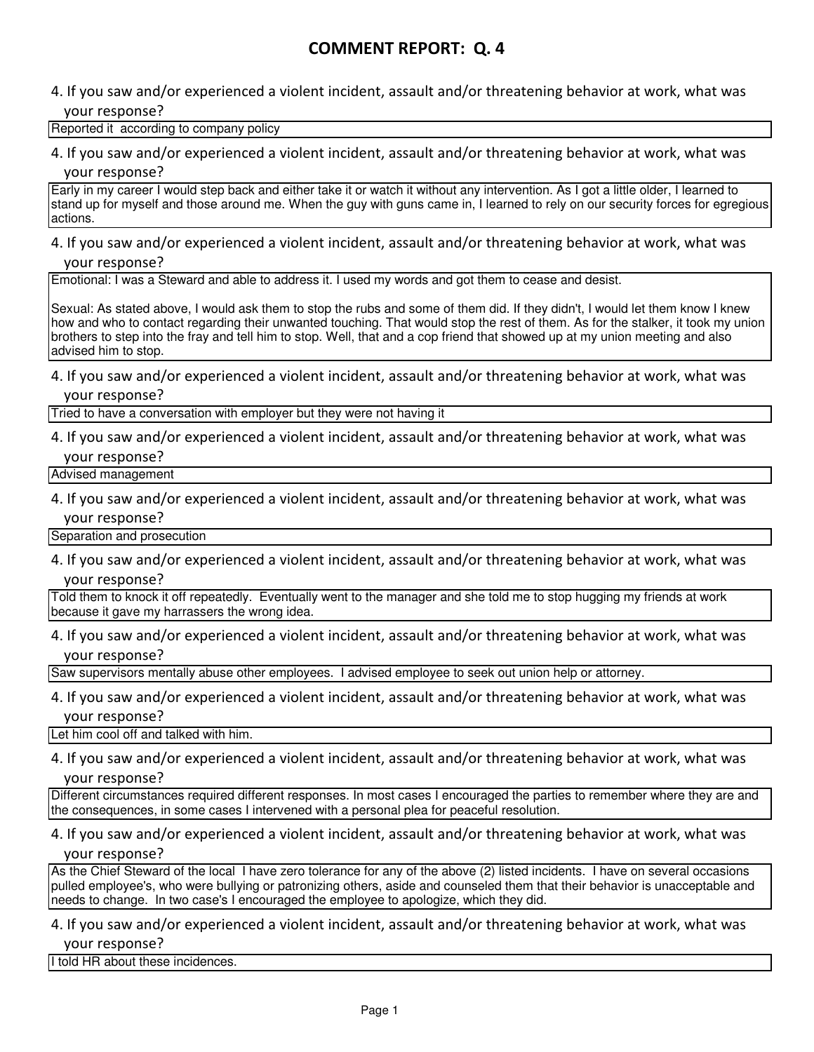# COMMENT REPORT: Q. 4

4. If you saw and/or experienced a violent incident, assault and/or threatening behavior at work, what was your response?

Reported it according to company policy

4. If you saw and/or experienced a violent incident, assault and/or threatening behavior at work, what was your response?

Early in my career I would step back and either take it or watch it without any intervention. As I got a little older, I learned to stand up for myself and those around me. When the guy with guns came in, I learned to rely on our security forces for egregious actions.

4. If you saw and/or experienced a violent incident, assault and/or threatening behavior at work, what was your response?

Emotional: I was a Steward and able to address it. I used my words and got them to cease and desist.

Sexual: As stated above, I would ask them to stop the rubs and some of them did. If they didn't, I would let them know I knew how and who to contact regarding their unwanted touching. That would stop the rest of them. As for the stalker, it took my union brothers to step into the fray and tell him to stop. Well, that and a cop friend that showed up at my union meeting and also advised him to stop.

4. If you saw and/or experienced a violent incident, assault and/or threatening behavior at work, what was your response?

Tried to have a conversation with employer but they were not having it

4. If you saw and/or experienced a violent incident, assault and/or threatening behavior at work, what was your response?

Advised management

4. If you saw and/or experienced a violent incident, assault and/or threatening behavior at work, what was your response?

Separation and prosecution

4. If you saw and/or experienced a violent incident, assault and/or threatening behavior at work, what was your response?

Told them to knock it off repeatedly. Eventually went to the manager and she told me to stop hugging my friends at work because it gave my harrassers the wrong idea.

4. If you saw and/or experienced a violent incident, assault and/or threatening behavior at work, what was your response?

Saw supervisors mentally abuse other employees. I advised employee to seek out union help or attorney.

4. If you saw and/or experienced a violent incident, assault and/or threatening behavior at work, what was your response?

Let him cool off and talked with him.

4. If you saw and/or experienced a violent incident, assault and/or threatening behavior at work, what was your response?

Different circumstances required different responses. In most cases I encouraged the parties to remember where they are and the consequences, in some cases I intervened with a personal plea for peaceful resolution.

4. If you saw and/or experienced a violent incident, assault and/or threatening behavior at work, what was your response?

As the Chief Steward of the local I have zero tolerance for any of the above (2) listed incidents. I have on several occasions pulled employee's, who were bullying or patronizing others, aside and counseled them that their behavior is unacceptable and needs to change. In two case's I encouraged the employee to apologize, which they did.

4. If you saw and/or experienced a violent incident, assault and/or threatening behavior at work, what was your response?

I told HR about these incidences.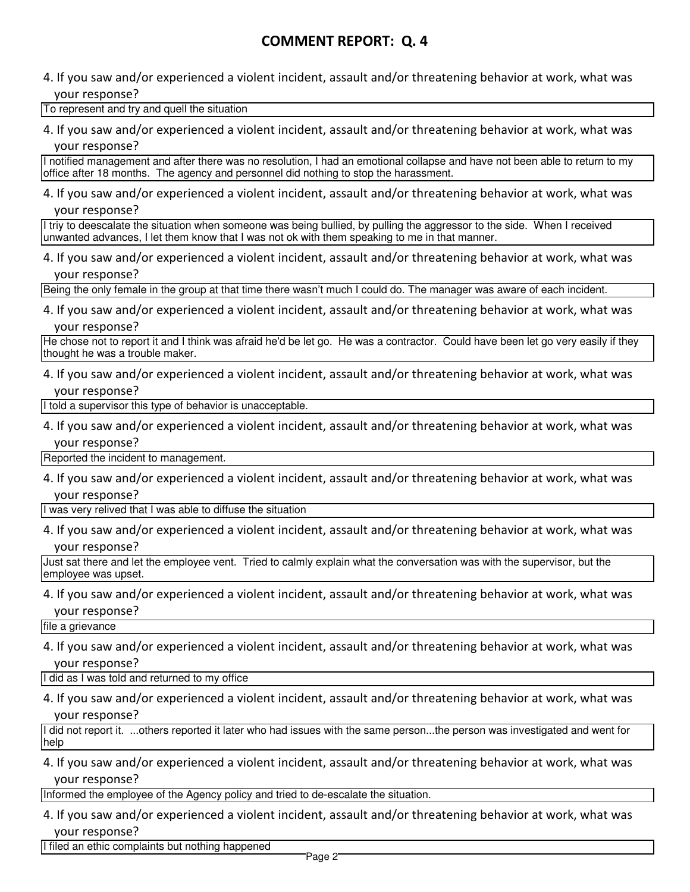## COMMENT REPORT: Q. 4

4. If you saw and/or experienced a violent incident, assault and/or threatening behavior at work, what was your response?

To represent and try and quell the situation

4. If you saw and/or experienced a violent incident, assault and/or threatening behavior at work, what was your response?

I notified management and after there was no resolution, I had an emotional collapse and have not been able to return to my office after 18 months. The agency and personnel did nothing to stop the harassment.

4. If you saw and/or experienced a violent incident, assault and/or threatening behavior at work, what was your response?

I triy to deescalate the situation when someone was being bullied, by pulling the aggressor to the side. When I received unwanted advances, I let them know that I was not ok with them speaking to me in that manner.

4. If you saw and/or experienced a violent incident, assault and/or threatening behavior at work, what was your response?

Being the only female in the group at that time there wasn't much I could do. The manager was aware of each incident.

4. If you saw and/or experienced a violent incident, assault and/or threatening behavior at work, what was your response?

He chose not to report it and I think was afraid he'd be let go. He was a contractor. Could have been let go very easily if they thought he was a trouble maker.

4. If you saw and/or experienced a violent incident, assault and/or threatening behavior at work, what was your response?

I told a supervisor this type of behavior is unacceptable.

4. If you saw and/or experienced a violent incident, assault and/or threatening behavior at work, what was your response?

Reported the incident to management.

4. If you saw and/or experienced a violent incident, assault and/or threatening behavior at work, what was your response?

I was very relived that I was able to diffuse the situation

4. If you saw and/or experienced a violent incident, assault and/or threatening behavior at work, what was your response?

Just sat there and let the employee vent. Tried to calmly explain what the conversation was with the supervisor, but the employee was upset.

4. If you saw and/or experienced a violent incident, assault and/or threatening behavior at work, what was your response?

file a grievance

4. If you saw and/or experienced a violent incident, assault and/or threatening behavior at work, what was your response?

I did as I was told and returned to my office

4. If you saw and/or experienced a violent incident, assault and/or threatening behavior at work, what was your response?

I did not report it. ...others reported it later who had issues with the same person...the person was investigated and went for help

4. If you saw and/or experienced a violent incident, assault and/or threatening behavior at work, what was your response?

Informed the employee of the Agency policy and tried to de-escalate the situation.

4. If you saw and/or experienced a violent incident, assault and/or threatening behavior at work, what was your response?

I filed an ethic complaints but nothing happened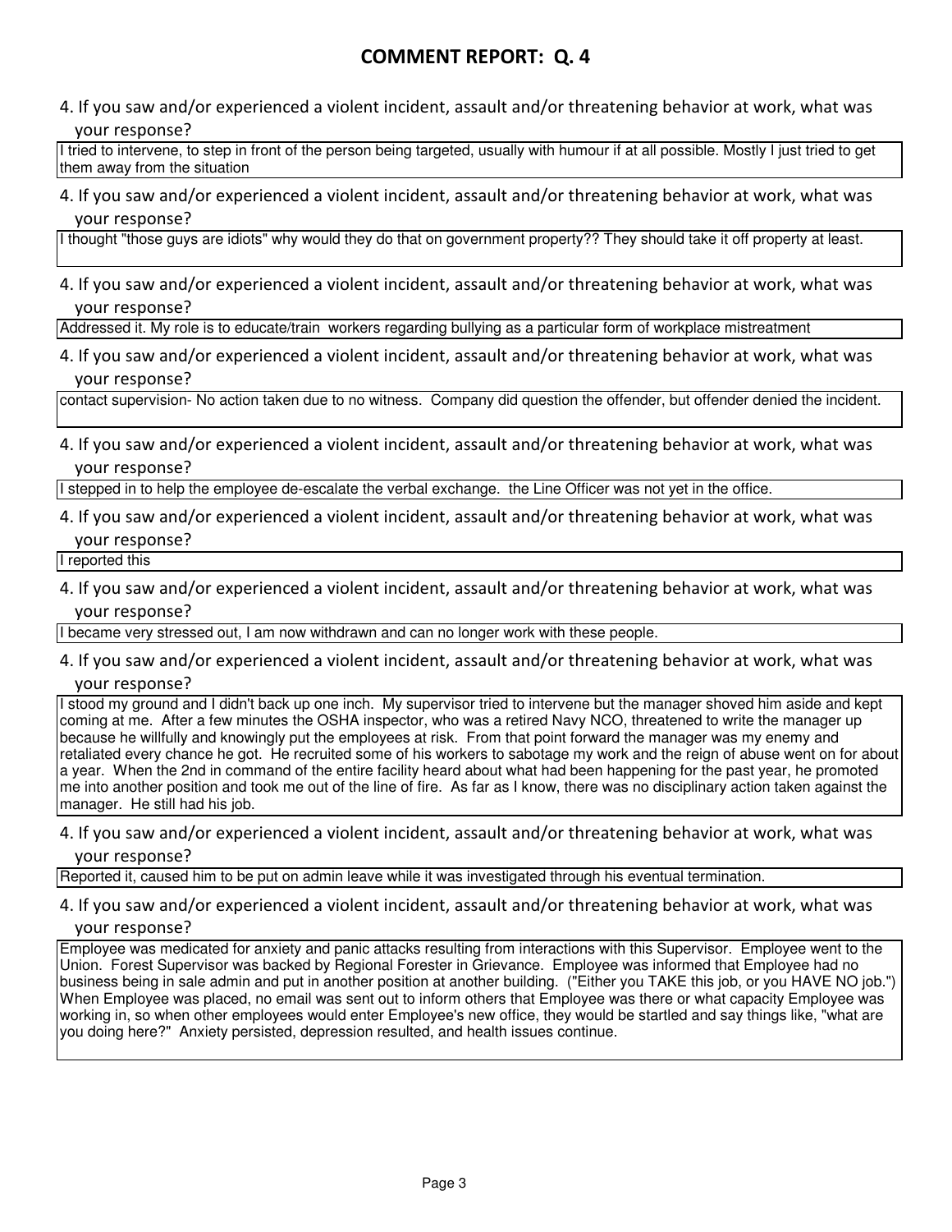## COMMENT REPORT: Q. 4

4. If you saw and/or experienced a violent incident, assault and/or threatening behavior at work, what was your response?

I tried to intervene, to step in front of the person being targeted, usually with humour if at all possible. Mostly I just tried to get them away from the situation

4. If you saw and/or experienced a violent incident, assault and/or threatening behavior at work, what was your response?

I thought "those guys are idiots" why would they do that on government property?? They should take it off property at least.

4. If you saw and/or experienced a violent incident, assault and/or threatening behavior at work, what was your response?

Addressed it. My role is to educate/train workers regarding bullying as a particular form of workplace mistreatment

4. If you saw and/or experienced a violent incident, assault and/or threatening behavior at work, what was your response?

contact supervision- No action taken due to no witness. Company did question the offender, but offender denied the incident.

4. If you saw and/or experienced a violent incident, assault and/or threatening behavior at work, what was your response?

I stepped in to help the employee de-escalate the verbal exchange. the Line Officer was not yet in the office.

4. If you saw and/or experienced a violent incident, assault and/or threatening behavior at work, what was your response?

I reported this

4. If you saw and/or experienced a violent incident, assault and/or threatening behavior at work, what was your response?

I became very stressed out, I am now withdrawn and can no longer work with these people.

4. If you saw and/or experienced a violent incident, assault and/or threatening behavior at work, what was your response?

I stood my ground and I didn't back up one inch. My supervisor tried to intervene but the manager shoved him aside and kept coming at me. After a few minutes the OSHA inspector, who was a retired Navy NCO, threatened to write the manager up because he willfully and knowingly put the employees at risk. From that point forward the manager was my enemy and retaliated every chance he got. He recruited some of his workers to sabotage my work and the reign of abuse went on for about a year. When the 2nd in command of the entire facility heard about what had been happening for the past year, he promoted me into another position and took me out of the line of fire. As far as I know, there was no disciplinary action taken against the manager. He still had his job.

4. If you saw and/or experienced a violent incident, assault and/or threatening behavior at work, what was your response?

Reported it, caused him to be put on admin leave while it was investigated through his eventual termination.

4. If you saw and/or experienced a violent incident, assault and/or threatening behavior at work, what was your response?

Employee was medicated for anxiety and panic attacks resulting from interactions with this Supervisor. Employee went to the Union. Forest Supervisor was backed by Regional Forester in Grievance. Employee was informed that Employee had no business being in sale admin and put in another position at another building. ("Either you TAKE this job, or you HAVE NO job.") When Employee was placed, no email was sent out to inform others that Employee was there or what capacity Employee was working in, so when other employees would enter Employee's new office, they would be startled and say things like, "what are you doing here?" Anxiety persisted, depression resulted, and health issues continue.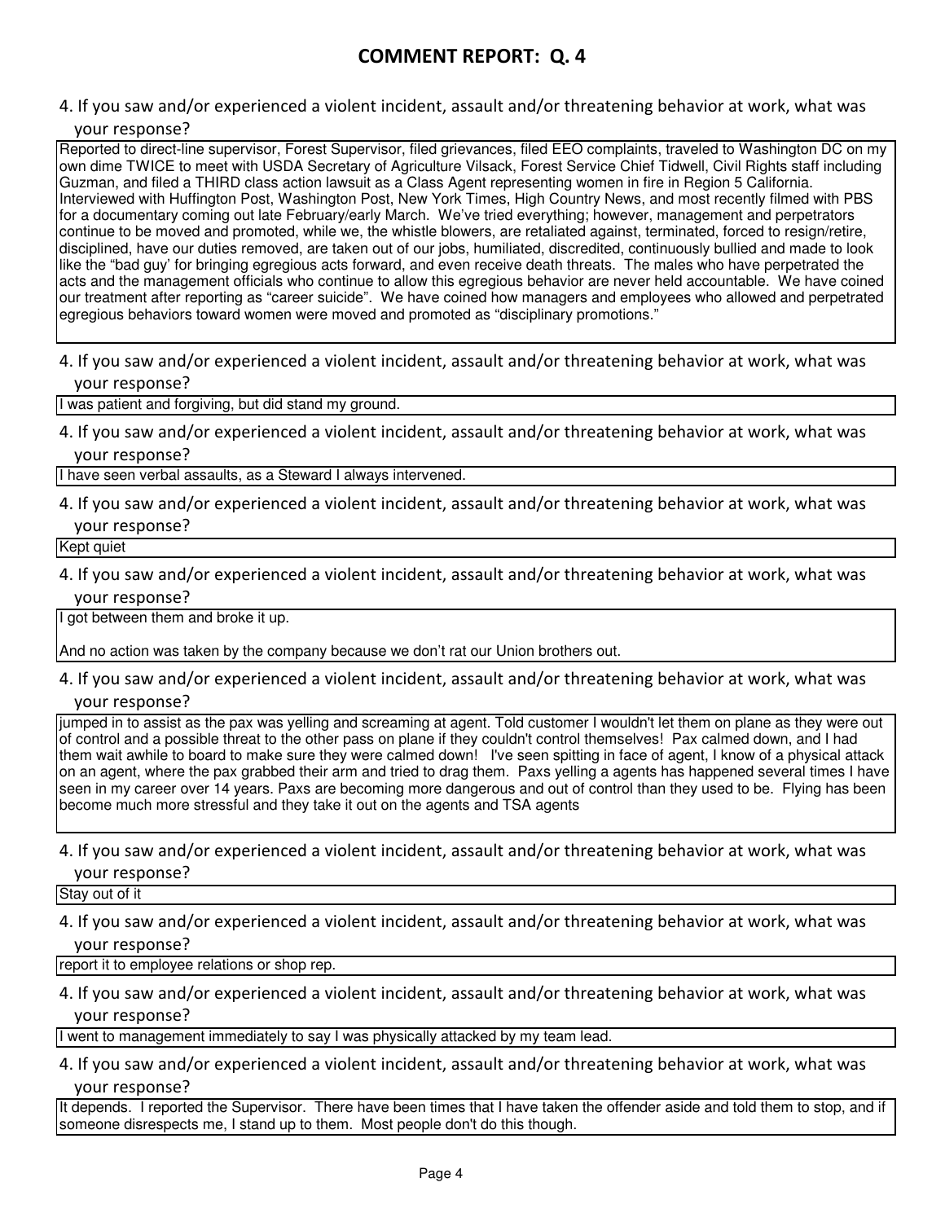# COMMENT REPORT: Q. 4

4. If you saw and/or experienced a violent incident, assault and/or threatening behavior at work, what was your response?

Reported to direct-line supervisor, Forest Supervisor, filed grievances, filed EEO complaints, traveled to Washington DC on my own dime TWICE to meet with USDA Secretary of Agriculture Vilsack, Forest Service Chief Tidwell, Civil Rights staff including Guzman, and filed a THIRD class action lawsuit as a Class Agent representing women in fire in Region 5 California. Interviewed with Huffington Post, Washington Post, New York Times, High Country News, and most recently filmed with PBS for a documentary coming out late February/early March. We've tried everything; however, management and perpetrators continue to be moved and promoted, while we, the whistle blowers, are retaliated against, terminated, forced to resign/retire, disciplined, have our duties removed, are taken out of our jobs, humiliated, discredited, continuously bullied and made to look like the "bad guy' for bringing egregious acts forward, and even receive death threats. The males who have perpetrated the acts and the management officials who continue to allow this egregious behavior are never held accountable. We have coined our treatment after reporting as "career suicide". We have coined how managers and employees who allowed and perpetrated egregious behaviors toward women were moved and promoted as "disciplinary promotions."

4. If you saw and/or experienced a violent incident, assault and/or threatening behavior at work, what was your response?

I was patient and forgiving, but did stand my ground.

4. If you saw and/or experienced a violent incident, assault and/or threatening behavior at work, what was your response?

I have seen verbal assaults, as a Steward I always intervened.

4. If you saw and/or experienced a violent incident, assault and/or threatening behavior at work, what was your response?

Kept quiet

4. If you saw and/or experienced a violent incident, assault and/or threatening behavior at work, what was your response?

I got between them and broke it up.

And no action was taken by the company because we don't rat our Union brothers out.

4. If you saw and/or experienced a violent incident, assault and/or threatening behavior at work, what was your response?

jumped in to assist as the pax was yelling and screaming at agent. Told customer I wouldn't let them on plane as they were out of control and a possible threat to the other pass on plane if they couldn't control themselves! Pax calmed down, and I had them wait awhile to board to make sure they were calmed down! I've seen spitting in face of agent, I know of a physical attack on an agent, where the pax grabbed their arm and tried to drag them. Paxs yelling a agents has happened several times I have seen in my career over 14 years. Paxs are becoming more dangerous and out of control than they used to be. Flying has been become much more stressful and they take it out on the agents and TSA agents

4. If you saw and/or experienced a violent incident, assault and/or threatening behavior at work, what was your response?

Stay out of it

4. If you saw and/or experienced a violent incident, assault and/or threatening behavior at work, what was your response?

report it to employee relations or shop rep.

4. If you saw and/or experienced a violent incident, assault and/or threatening behavior at work, what was your response?

I went to management immediately to say I was physically attacked by my team lead.

4. If you saw and/or experienced a violent incident, assault and/or threatening behavior at work, what was your response?

It depends. I reported the Supervisor. There have been times that I have taken the offender aside and told them to stop, and if someone disrespects me, I stand up to them. Most people don't do this though.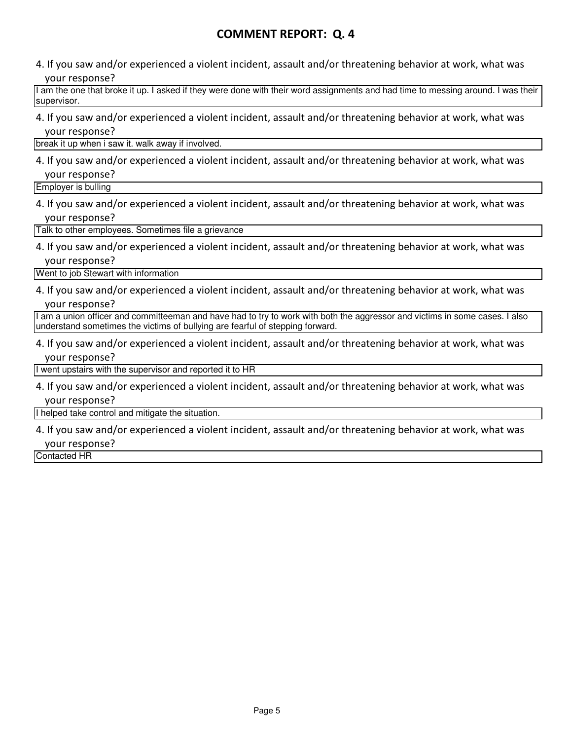## COMMENT REPORT: Q. 4

4. If you saw and/or experienced a violent incident, assault and/or threatening behavior at work, what was your response?

I am the one that broke it up. I asked if they were done with their word assignments and had time to messing around. I was their supervisor.

4. If you saw and/or experienced a violent incident, assault and/or threatening behavior at work, what was your response?

break it up when i saw it. walk away if involved.

4. If you saw and/or experienced a violent incident, assault and/or threatening behavior at work, what was your response?

Employer is bulling

4. If you saw and/or experienced a violent incident, assault and/or threatening behavior at work, what was your response?

Talk to other employees. Sometimes file a grievance

4. If you saw and/or experienced a violent incident, assault and/or threatening behavior at work, what was your response?

Went to job Stewart with information

4. If you saw and/or experienced a violent incident, assault and/or threatening behavior at work, what was your response?

I am a union officer and committeeman and have had to try to work with both the aggressor and victims in some cases. I also understand sometimes the victims of bullying are fearful of stepping forward.

4. If you saw and/or experienced a violent incident, assault and/or threatening behavior at work, what was your response?

I went upstairs with the supervisor and reported it to HR

4. If you saw and/or experienced a violent incident, assault and/or threatening behavior at work, what was your response?

I helped take control and mitigate the situation.

4. If you saw and/or experienced a violent incident, assault and/or threatening behavior at work, what was your response?

Contacted HR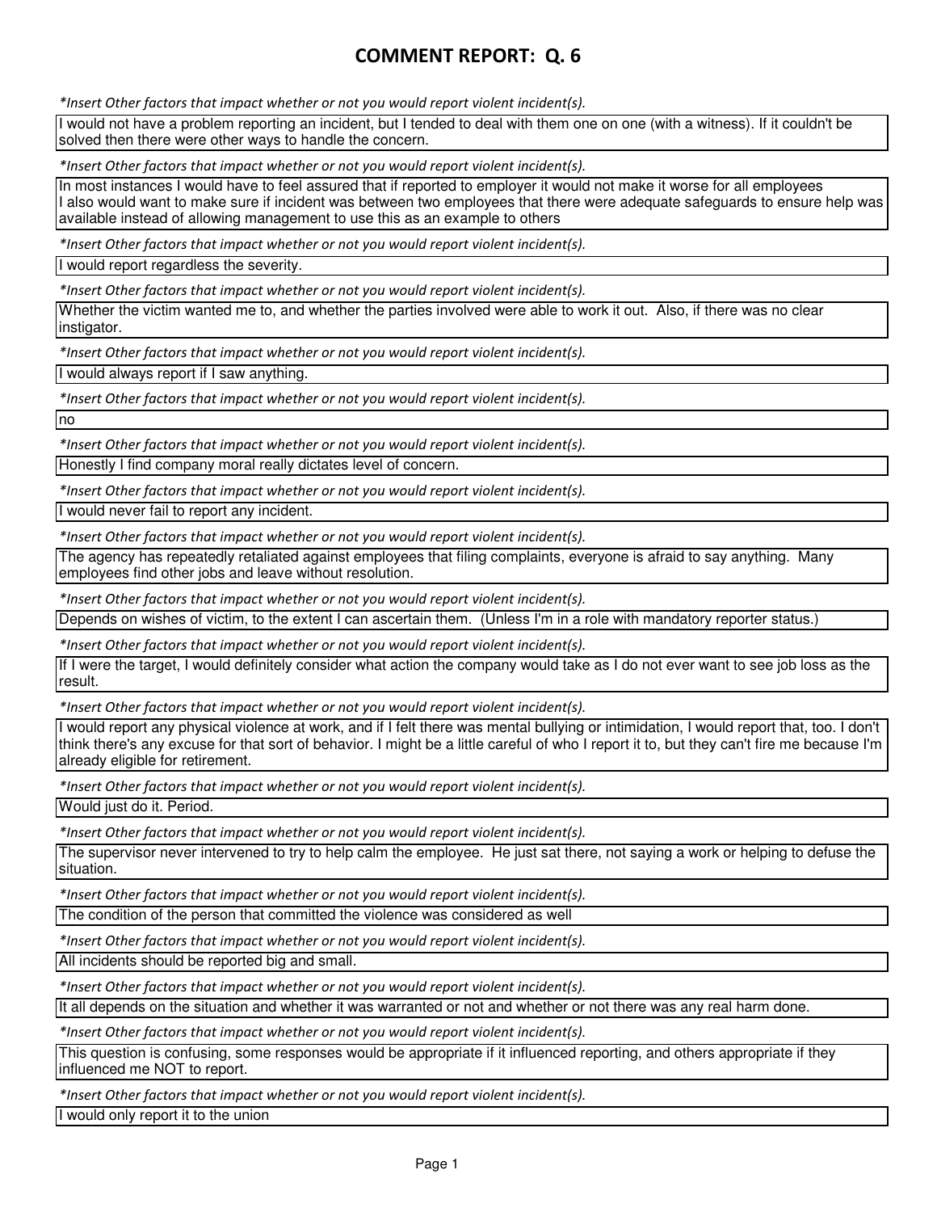# COMMENT REPORT: Q. 6

*\*Insert Other factors that impact whether or not you would report violent incident(s).*

I would not have a problem reporting an incident, but I tended to deal with them one on one (with a witness). If it couldn't be solved then there were other ways to handle the concern.

*\*Insert Other factors that impact whether or not you would report violent incident(s).*

In most instances I would have to feel assured that if reported to employer it would not make it worse for all employees
I also would want to make sure if incident was between two employees that there were adequate safeguards to ensure help was available instead of allowing management to use this as an example to others

*\*Insert Other factors that impact whether or not you would report violent incident(s).*

I would report regardless the severity.

*\*Insert Other factors that impact whether or not you would report violent incident(s).*

Whether the victim wanted me to, and whether the parties involved were able to work it out. Also, if there was no clear instigator.

*\*Insert Other factors that impact whether or not you would report violent incident(s).*

I would always report if I saw anything.

*\*Insert Other factors that impact whether or not you would report violent incident(s).*

no

*\*Insert Other factors that impact whether or not you would report violent incident(s).*

Honestly I find company moral really dictates level of concern.

*\*Insert Other factors that impact whether or not you would report violent incident(s).*

I would never fail to report any incident.

*\*Insert Other factors that impact whether or not you would report violent incident(s).*

The agency has repeatedly retaliated against employees that filing complaints, everyone is afraid to say anything. Many employees find other jobs and leave without resolution.

*\*Insert Other factors that impact whether or not you would report violent incident(s).*

Depends on wishes of victim, to the extent I can ascertain them. (Unless I'm in a role with mandatory reporter status.)

*\*Insert Other factors that impact whether or not you would report violent incident(s).*

If I were the target, I would definitely consider what action the company would take as I do not ever want to see job loss as the result.

*\*Insert Other factors that impact whether or not you would report violent incident(s).*

I would report any physical violence at work, and if I felt there was mental bullying or intimidation, I would report that, too. I don't think there's any excuse for that sort of behavior. I might be a little careful of who I report it to, but they can't fire me because I'm already eligible for retirement.

*\*Insert Other factors that impact whether or not you would report violent incident(s).*

Would just do it. Period.

*\*Insert Other factors that impact whether or not you would report violent incident(s).*

The supervisor never intervened to try to help calm the employee. He just sat there, not saying a work or helping to defuse the situation.

*\*Insert Other factors that impact whether or not you would report violent incident(s).*

The condition of the person that committed the violence was considered as well

*\*Insert Other factors that impact whether or not you would report violent incident(s).*

All incidents should be reported big and small.

*\*Insert Other factors that impact whether or not you would report violent incident(s).*

It all depends on the situation and whether it was warranted or not and whether or not there was any real harm done.

*\*Insert Other factors that impact whether or not you would report violent incident(s).*

This question is confusing, some responses would be appropriate if it influenced reporting, and others appropriate if they influenced me NOT to report.

*\*Insert Other factors that impact whether or not you would report violent incident(s).*

I would only report it to the union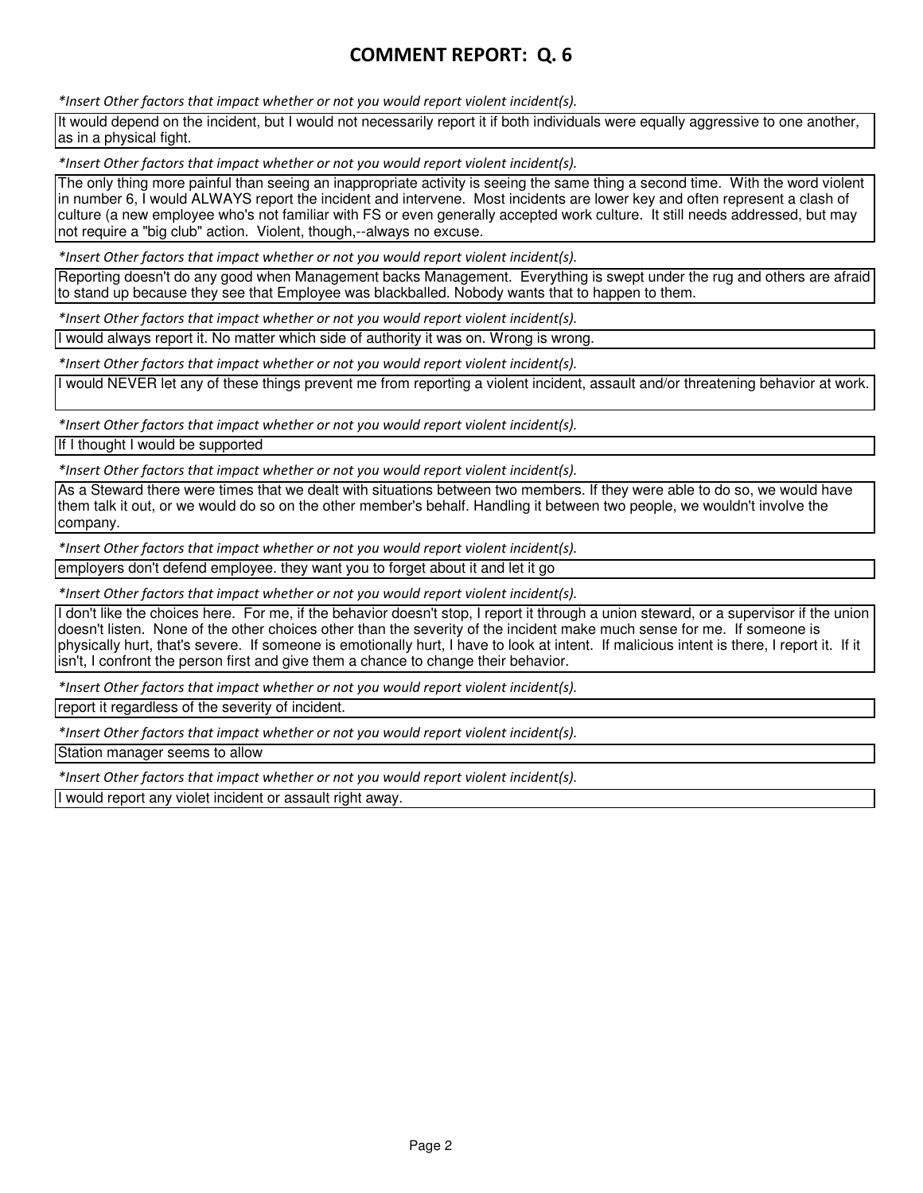# COMMENT REPORT: Q. 6

*\*Insert Other factors that impact whether or not you would report violent incident(s).*

It would depend on the incident, but I would not necessarily report it if both individuals were equally aggressive to one another, as in a physical fight.

*\*Insert Other factors that impact whether or not you would report violent incident(s).*

The only thing more painful than seeing an inappropriate activity is seeing the same thing a second time. With the word violent in number 6, I would ALWAYS report the incident and intervene. Most incidents are lower key and often represent a clash of culture (a new employee who's not familiar with FS or even generally accepted work culture. It still needs addressed, but may not require a "big club" action. Violent, though,--always no excuse.

*\*Insert Other factors that impact whether or not you would report violent incident(s).*

Reporting doesn't do any good when Management backs Management. Everything is swept under the rug and others are afraid to stand up because they see that Employee was blackballed. Nobody wants that to happen to them.

*\*Insert Other factors that impact whether or not you would report violent incident(s).*

I would always report it. No matter which side of authority it was on. Wrong is wrong.

*\*Insert Other factors that impact whether or not you would report violent incident(s).*

I would NEVER let any of these things prevent me from reporting a violent incident, assault and/or threatening behavior at work.

*\*Insert Other factors that impact whether or not you would report violent incident(s).*

If I thought I would be supported

*\*Insert Other factors that impact whether or not you would report violent incident(s).*

As a Steward there were times that we dealt with situations between two members. If they were able to do so, we would have them talk it out, or we would do so on the other member's behalf. Handling it between two people, we wouldn't involve the company.

*\*Insert Other factors that impact whether or not you would report violent incident(s).*

employers don't defend employee. they want you to forget about it and let it go

*\*Insert Other factors that impact whether or not you would report violent incident(s).*

I don't like the choices here. For me, if the behavior doesn't stop, I report it through a union steward, or a supervisor if the union doesn't listen. None of the other choices other than the severity of the incident make much sense for me. If someone is physically hurt, that's severe. If someone is emotionally hurt, I have to look at intent. If malicious intent is there, I report it. If it isn't, I confront the person first and give them a chance to change their behavior.

*\*Insert Other factors that impact whether or not you would report violent incident(s).*

report it regardless of the severity of incident.

*\*Insert Other factors that impact whether or not you would report violent incident(s).*

Station manager seems to allow

*\*Insert Other factors that impact whether or not you would report violent incident(s).*

I would report any violet incident or assault right away.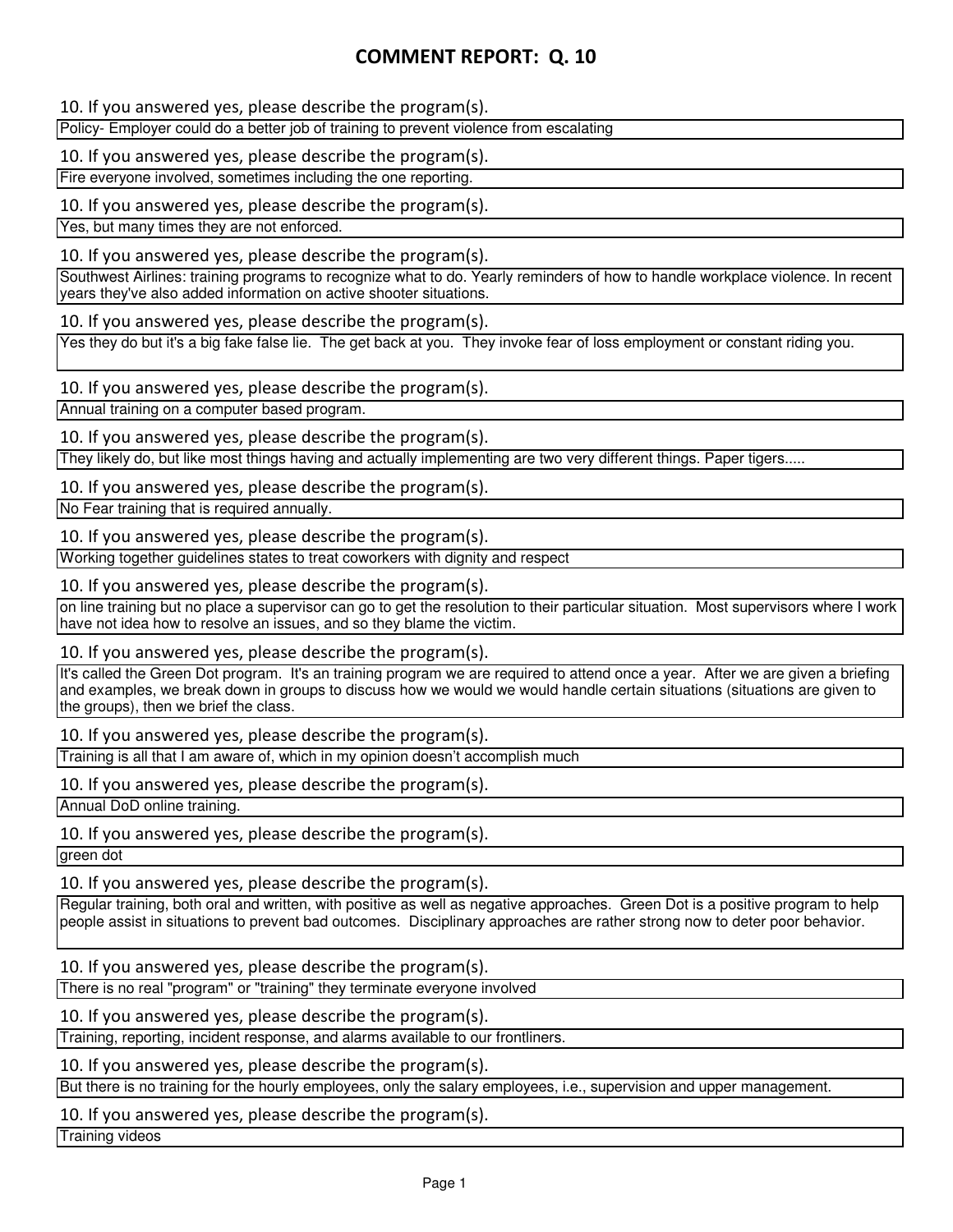# COMMENT REPORT: Q. 10

10. If you answered yes, please describe the program(s).

Policy- Employer could do a better job of training to prevent violence from escalating

10. If you answered yes, please describe the program(s).

Fire everyone involved, sometimes including the one reporting.

10. If you answered yes, please describe the program(s).

Yes, but many times they are not enforced.

10. If you answered yes, please describe the program(s).

Southwest Airlines: training programs to recognize what to do. Yearly reminders of how to handle workplace violence. In recent years they've also added information on active shooter situations.

10. If you answered yes, please describe the program(s).

Yes they do but it's a big fake false lie. The get back at you. They invoke fear of loss employment or constant riding you.

10. If you answered yes, please describe the program(s).

Annual training on a computer based program.

10. If you answered yes, please describe the program(s).

They likely do, but like most things having and actually implementing are two very different things. Paper tigers.....

10. If you answered yes, please describe the program(s).

No Fear training that is required annually.

10. If you answered yes, please describe the program(s).

Working together guidelines states to treat coworkers with dignity and respect

10. If you answered yes, please describe the program(s).

on line training but no place a supervisor can go to get the resolution to their particular situation. Most supervisors where I work have not idea how to resolve an issues, and so they blame the victim.

10. If you answered yes, please describe the program(s).

It's called the Green Dot program. It's an training program we are required to attend once a year. After we are given a briefing and examples, we break down in groups to discuss how we would we would handle certain situations (situations are given to the groups), then we brief the class.

10. If you answered yes, please describe the program(s).

Training is all that I am aware of, which in my opinion doesn't accomplish much

10. If you answered yes, please describe the program(s).

Annual DoD online training.

10. If you answered yes, please describe the program(s).

green dot

10. If you answered yes, please describe the program(s).

Regular training, both oral and written, with positive as well as negative approaches. Green Dot is a positive program to help people assist in situations to prevent bad outcomes. Disciplinary approaches are rather strong now to deter poor behavior.

10. If you answered yes, please describe the program(s).

There is no real "program" or "training" they terminate everyone involved

10. If you answered yes, please describe the program(s).

Training, reporting, incident response, and alarms available to our frontliners.

10. If you answered yes, please describe the program(s).

But there is no training for the hourly employees, only the salary employees, i.e., supervision and upper management.

10. If you answered yes, please describe the program(s).

Training videos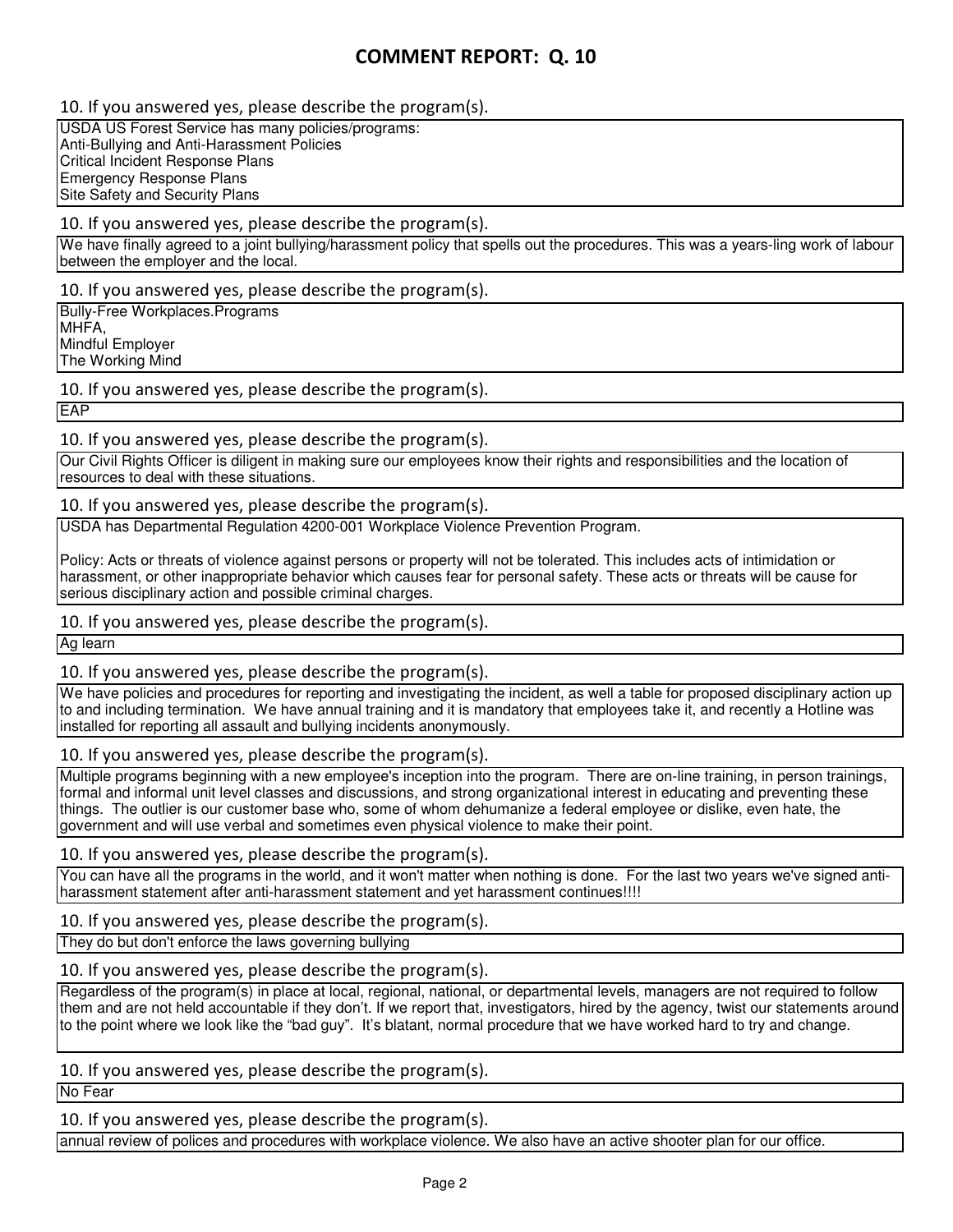# COMMENT REPORT: Q. 10

10. If you answered yes, please describe the program(s).

USDA US Forest Service has many policies/programs:
Anti-Bullying and Anti-Harassment Policies
Critical Incident Response Plans
Emergency Response Plans
Site Safety and Security Plans

10. If you answered yes, please describe the program(s).

We have finally agreed to a joint bullying/harassment policy that spells out the procedures. This was a years-ling work of labour between the employer and the local.

10. If you answered yes, please describe the program(s).

Bully-Free Workplaces.Programs
MHFA,
Mindful Employer
The Working Mind

10. If you answered yes, please describe the program(s).

EAP

10. If you answered yes, please describe the program(s).

Our Civil Rights Officer is diligent in making sure our employees know their rights and responsibilities and the location of resources to deal with these situations.

10. If you answered yes, please describe the program(s).

USDA has Departmental Regulation 4200-001 Workplace Violence Prevention Program.

Policy: Acts or threats of violence against persons or property will not be tolerated. This includes acts of intimidation or harassment, or other inappropriate behavior which causes fear for personal safety. These acts or threats will be cause for serious disciplinary action and possible criminal charges.

10. If you answered yes, please describe the program(s).

Ag learn

10. If you answered yes, please describe the program(s).

We have policies and procedures for reporting and investigating the incident, as well a table for proposed disciplinary action up to and including termination. We have annual training and it is mandatory that employees take it, and recently a Hotline was installed for reporting all assault and bullying incidents anonymously.

10. If you answered yes, please describe the program(s).

Multiple programs beginning with a new employee's inception into the program. There are on-line training, in person trainings, formal and informal unit level classes and discussions, and strong organizational interest in educating and preventing these things. The outlier is our customer base who, some of whom dehumanize a federal employee or dislike, even hate, the government and will use verbal and sometimes even physical violence to make their point.

10. If you answered yes, please describe the program(s).

You can have all the programs in the world, and it won't matter when nothing is done. For the last two years we've signed anti-harassment statement after anti-harassment statement and yet harassment continues!!!!

10. If you answered yes, please describe the program(s).

They do but don't enforce the laws governing bullying

10. If you answered yes, please describe the program(s).

Regardless of the program(s) in place at local, regional, national, or departmental levels, managers are not required to follow them and are not held accountable if they don't. If we report that, investigators, hired by the agency, twist our statements around to the point where we look like the "bad guy". It's blatant, normal procedure that we have worked hard to try and change.

10. If you answered yes, please describe the program(s).

No Fear

10. If you answered yes, please describe the program(s).

annual review of polices and procedures with workplace violence. We also have an active shooter plan for our office.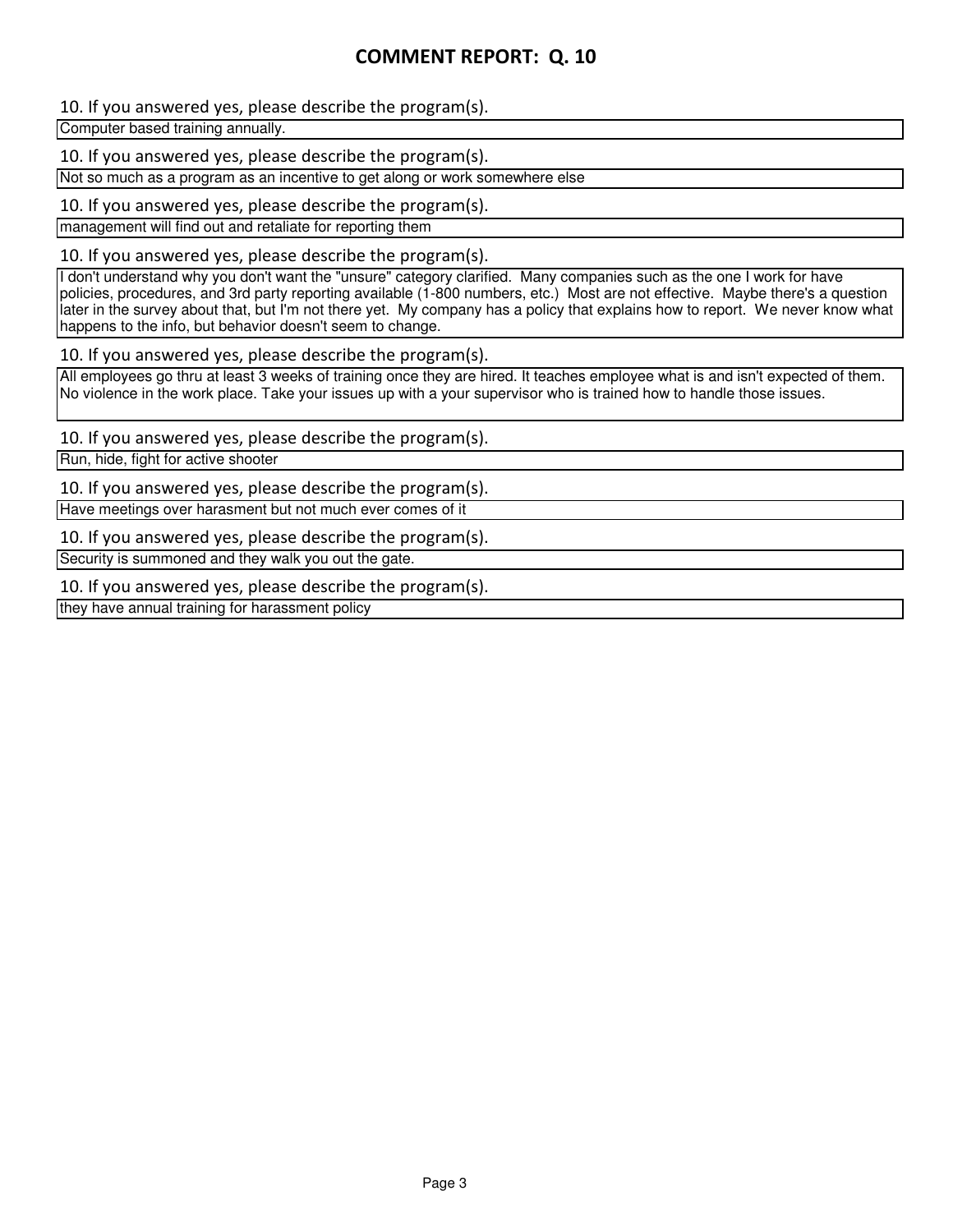# COMMENT REPORT: Q. 10

10. If you answered yes, please describe the program(s).

Computer based training annually.

10. If you answered yes, please describe the program(s).

Not so much as a program as an incentive to get along or work somewhere else

10. If you answered yes, please describe the program(s).

management will find out and retaliate for reporting them

10. If you answered yes, please describe the program(s).

I don't understand why you don't want the "unsure" category clarified. Many companies such as the one I work for have policies, procedures, and 3rd party reporting available (1-800 numbers, etc.) Most are not effective. Maybe there's a question later in the survey about that, but I'm not there yet. My company has a policy that explains how to report. We never know what happens to the info, but behavior doesn't seem to change.

10. If you answered yes, please describe the program(s).

All employees go thru at least 3 weeks of training once they are hired. It teaches employee what is and isn't expected of them. No violence in the work place. Take your issues up with a your supervisor who is trained how to handle those issues.

10. If you answered yes, please describe the program(s).

Run, hide, fight for active shooter

10. If you answered yes, please describe the program(s).

Have meetings over harasment but not much ever comes of it

10. If you answered yes, please describe the program(s).

Security is summoned and they walk you out the gate.

10. If you answered yes, please describe the program(s).

they have annual training for harassment policy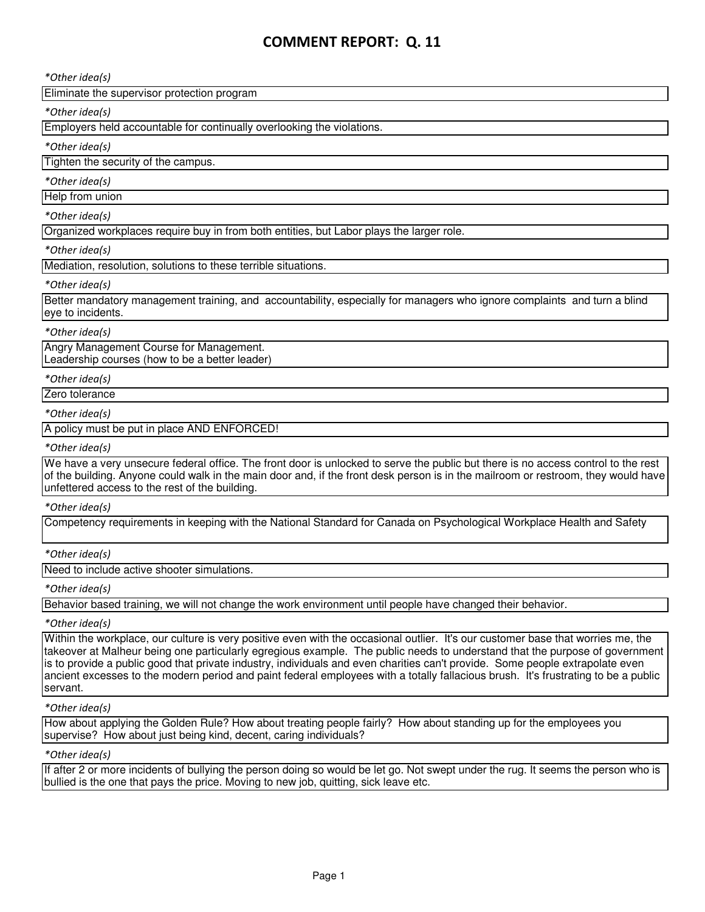# COMMENT REPORT: Q. 11

*\*Other idea(s)*

Eliminate the supervisor protection program

*\*Other idea(s)*

Employers held accountable for continually overlooking the violations.

*\*Other idea(s)*

Tighten the security of the campus.

*\*Other idea(s)*

Help from union

*\*Other idea(s)*

Organized workplaces require buy in from both entities, but Labor plays the larger role.

*\*Other idea(s)*

Mediation, resolution, solutions to these terrible situations.

*\*Other idea(s)*

Better mandatory management training, and accountability, especially for managers who ignore complaints and turn a blind eye to incidents.

*\*Other idea(s)*

Angry Management Course for Management.
Leadership courses (how to be a better leader)

*\*Other idea(s)*

Zero tolerance

*\*Other idea(s)*

A policy must be put in place AND ENFORCED!

*\*Other idea(s)*

We have a very unsecure federal office. The front door is unlocked to serve the public but there is no access control to the rest of the building. Anyone could walk in the main door and, if the front desk person is in the mailroom or restroom, they would have unfettered access to the rest of the building.

*\*Other idea(s)*

Competency requirements in keeping with the National Standard for Canada on Psychological Workplace Health and Safety

*\*Other idea(s)*

Need to include active shooter simulations.

*\*Other idea(s)*

Behavior based training, we will not change the work environment until people have changed their behavior.

*\*Other idea(s)*

Within the workplace, our culture is very positive even with the occasional outlier. It's our customer base that worries me, the takeover at Malheur being one particularly egregious example. The public needs to understand that the purpose of government is to provide a public good that private industry, individuals and even charities can't provide. Some people extrapolate even ancient excesses to the modern period and paint federal employees with a totally fallacious brush. It's frustrating to be a public servant.

*\*Other idea(s)*

How about applying the Golden Rule? How about treating people fairly? How about standing up for the employees you supervise? How about just being kind, decent, caring individuals?

*\*Other idea(s)*

If after 2 or more incidents of bullying the person doing so would be let go. Not swept under the rug. It seems the person who is bullied is the one that pays the price. Moving to new job, quitting, sick leave etc.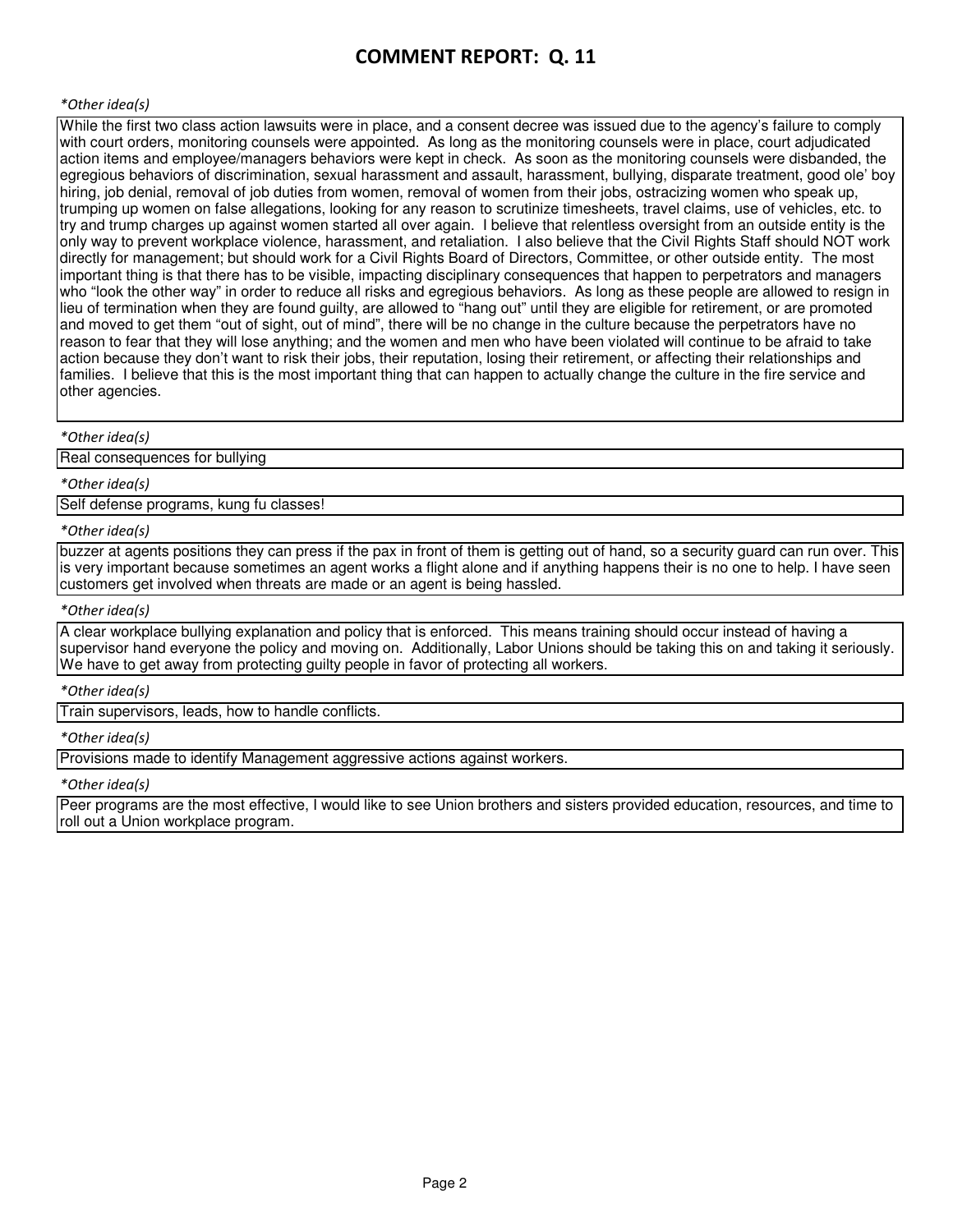## COMMENT REPORT: Q. 11

*Other idea(s)

While the first two class action lawsuits were in place, and a consent decree was issued due to the agency's failure to comply with court orders, monitoring counsels were appointed. As long as the monitoring counsels were in place, court adjudicated action items and employee/managers behaviors were kept in check. As soon as the monitoring counsels were disbanded, the egregious behaviors of discrimination, sexual harassment and assault, harassment, bullying, disparate treatment, good ole' boy hiring, job denial, removal of job duties from women, removal of women from their jobs, ostracizing women who speak up, trumping up women on false allegations, looking for any reason to scrutinize timesheets, travel claims, use of vehicles, etc. to try and trump charges up against women started all over again. I believe that relentless oversight from an outside entity is the only way to prevent workplace violence, harassment, and retaliation. I also believe that the Civil Rights Staff should NOT work directly for management; but should work for a Civil Rights Board of Directors, Committee, or other outside entity. The most important thing is that there has to be visible, impacting disciplinary consequences that happen to perpetrators and managers who "look the other way" in order to reduce all risks and egregious behaviors. As long as these people are allowed to resign in lieu of termination when they are found guilty, are allowed to "hang out" until they are eligible for retirement, or are promoted and moved to get them "out of sight, out of mind", there will be no change in the culture because the perpetrators have no reason to fear that they will lose anything; and the women and men who have been violated will continue to be afraid to take action because they don't want to risk their jobs, their reputation, losing their retirement, or affecting their relationships and families. I believe that this is the most important thing that can happen to actually change the culture in the fire service and other agencies.

*Other idea(s)

Real consequences for bullying

*Other idea(s)

Self defense programs, kung fu classes!

*Other idea(s)

buzzer at agents positions they can press if the pax in front of them is getting out of hand, so a security guard can run over. This is very important because sometimes an agent works a flight alone and if anything happens their is no one to help. I have seen customers get involved when threats are made or an agent is being hassled.

*Other idea(s)

A clear workplace bullying explanation and policy that is enforced. This means training should occur instead of having a supervisor hand everyone the policy and moving on. Additionally, Labor Unions should be taking this on and taking it seriously. We have to get away from protecting guilty people in favor of protecting all workers.

*Other idea(s)

Train supervisors, leads, how to handle conflicts.

*Other idea(s)

Provisions made to identify Management aggressive actions against workers.

*Other idea(s)

Peer programs are the most effective, I would like to see Union brothers and sisters provided education, resources, and time to roll out a Union workplace program.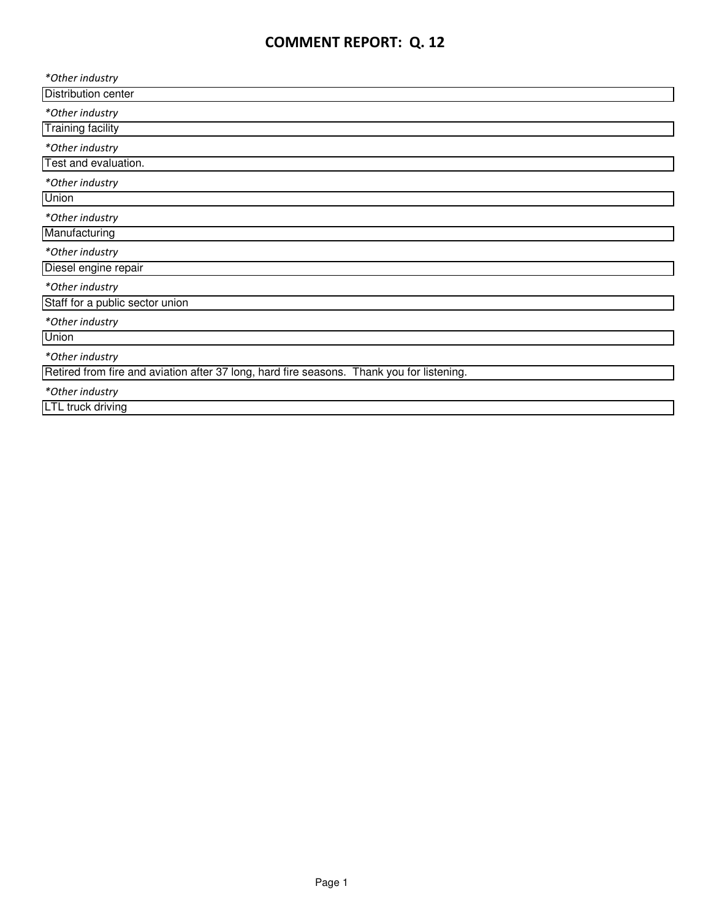# COMMENT REPORT: Q. 12

*Other industry*

Distribution center

*Other industry*

Training facility

*Other industry*

Test and evaluation.

*Other industry*

Union

*Other industry*

Manufacturing

*Other industry*

Diesel engine repair

*Other industry*

Staff for a public sector union

*Other industry*

Union

*Other industry*

Retired from fire and aviation after 37 long, hard fire seasons. Thank you for listening.

*Other industry*

LTL truck driving